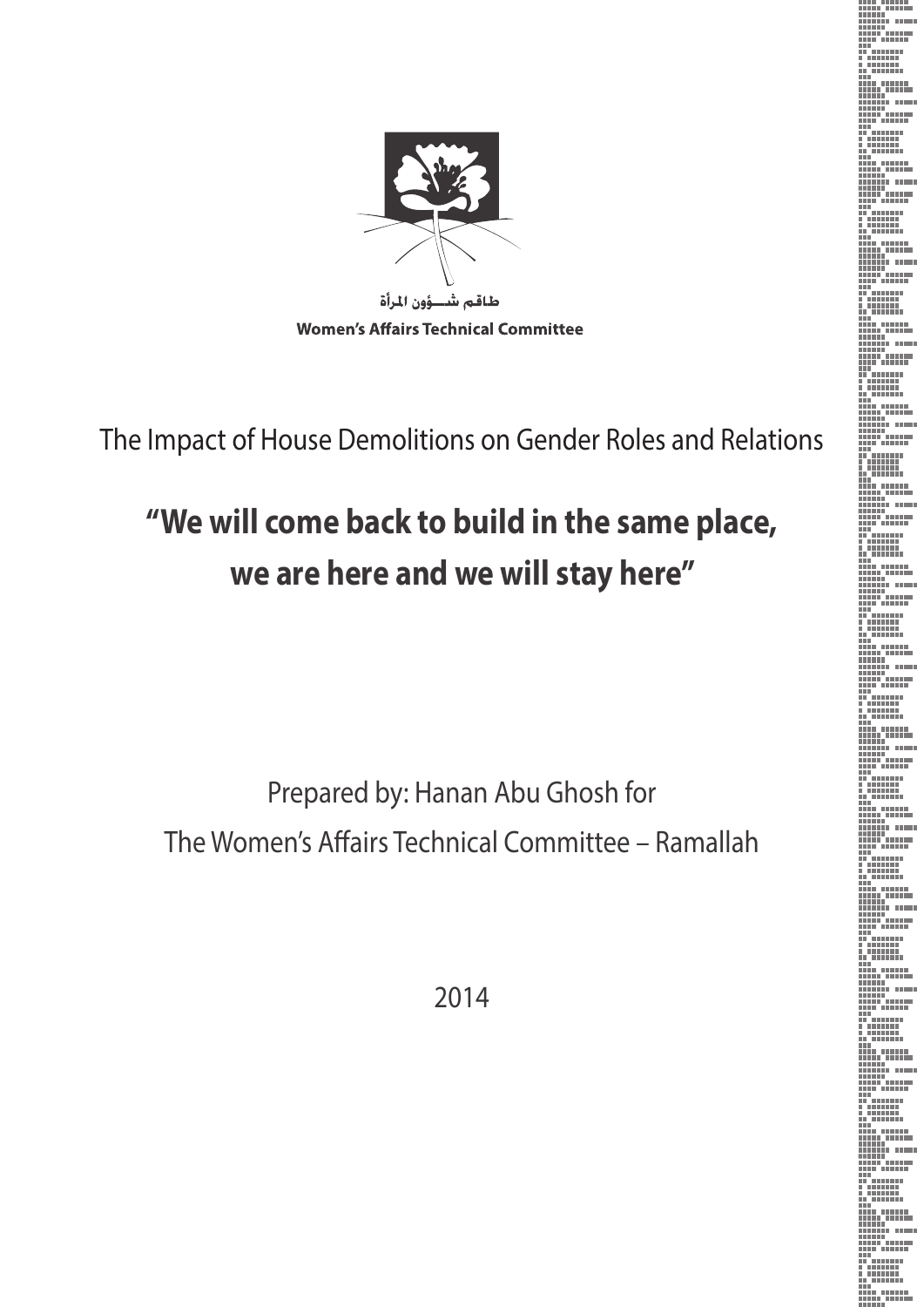طاقم شــؤون المرأة

**Women's Affairs Technical Committee**

The Impact of House Demolitions on Gender Roles and Relations

# "We will come back to build in the same place, we are here and we will stay here"

Prepared by: Hanan Abu Ghosh for
The Women's Affairs Technical Committee – Ramallah

2014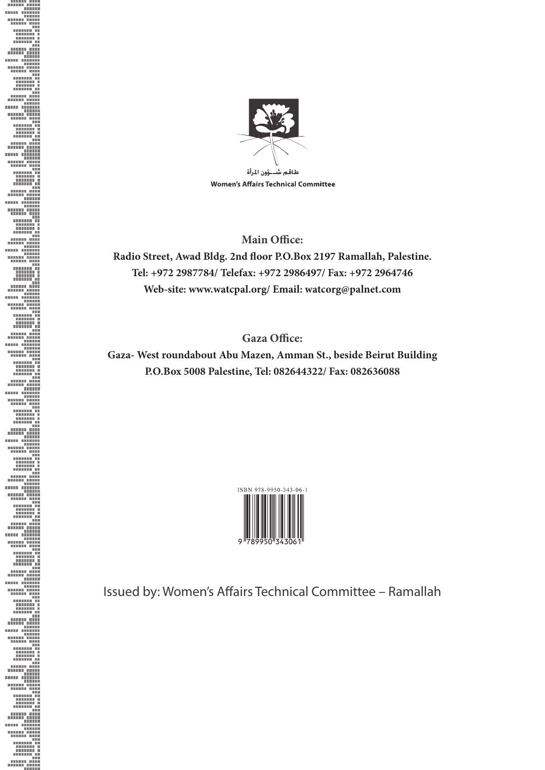طاقم شـؤون المرأة

Women's Affairs Technical Committee

**Main Office:**

**Radio Street, Awad Bldg. 2nd floor P.O.Box 2197 Ramallah, Palestine.**

**Tel: +972 2987784/ Telefax: +972 2986497/ Fax: +972 2964746**

**Web-site: www.watcpal.org/ Email: watcorg@palnet.com**

**Gaza Office:**

**Gaza- West roundabout Abu Mazen, Amman St., beside Beirut Building**

**P.O.Box 5008 Palestine, Tel: 082644322/ Fax: 082636088**

ISBN 978-9950-343-06-1

9 789950 343061

Issued by: Women's Affairs Technical Committee – Ramallah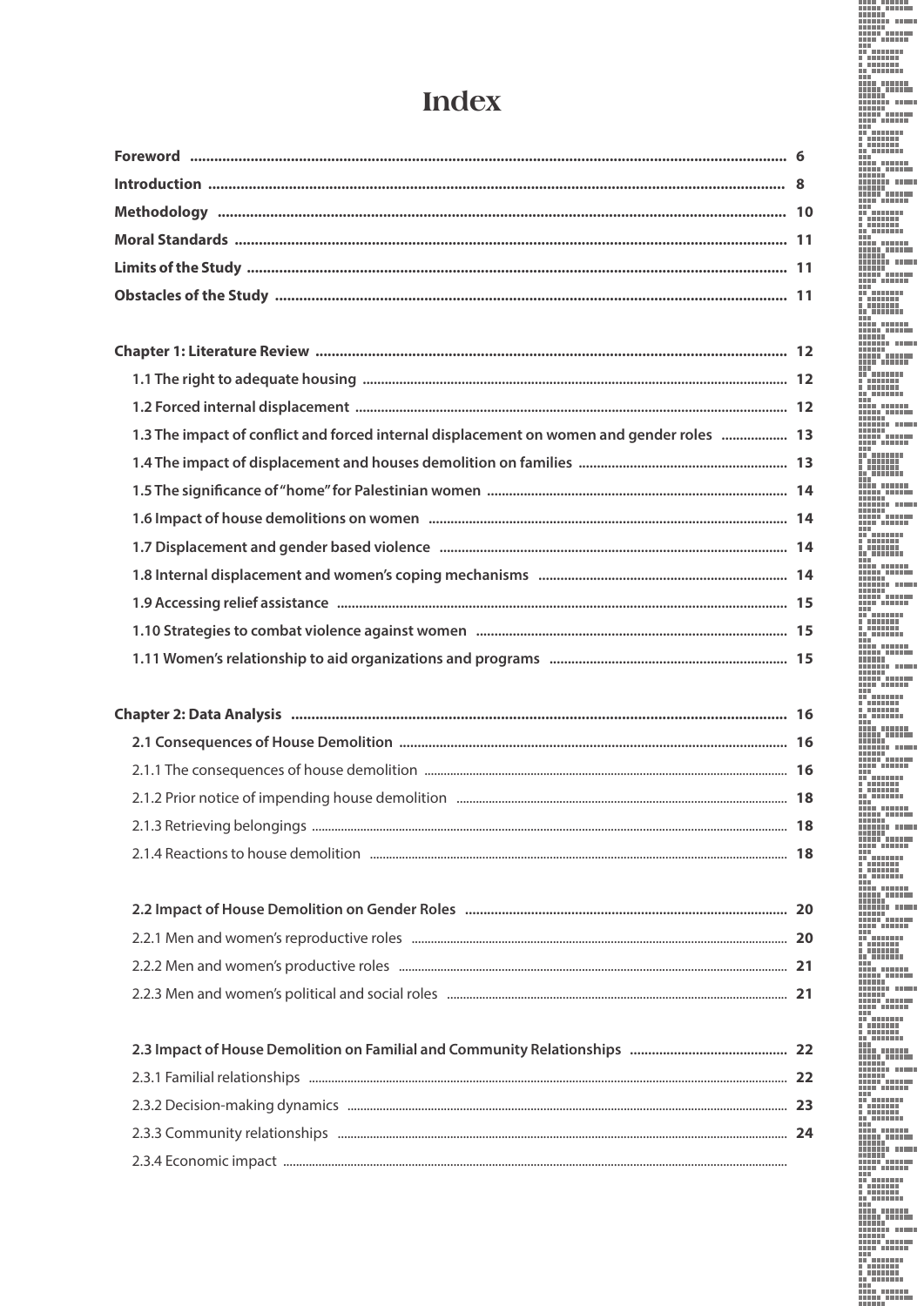# Index

**Foreword** ........ 6

**Introduction** ........ 8

**Methodology** ........ 10

**Moral Standards** ........ 11

**Limits of the Study** ........ 11

**Obstacles of the Study** ........ 11

**Chapter 1: Literature Review** ........ 12

- **1.1 The right to adequate housing** ........ 12
- **1.2 Forced internal displacement** ........ 12
- **1.3 The impact of conflict and forced internal displacement on women and gender roles** ........ 13
- **1.4 The impact of displacement and houses demolition on families** ........ 13
- **1.5 The significance of "home" for Palestinian women** ........ 14
- **1.6 Impact of house demolitions on women** ........ 14
- **1.7 Displacement and gender based violence** ........ 14
- **1.8 Internal displacement and women's coping mechanisms** ........ 14
- **1.9 Accessing relief assistance** ........ 15
- **1.10 Strategies to combat violence against women** ........ 15
- **1.11 Women's relationship to aid organizations and programs** ........ 15

**Chapter 2: Data Analysis** ........ 16

- **2.1 Consequences of House Demolition** ........ 16
  - 2.1.1 The consequences of house demolition ........ 16
  - 2.1.2 Prior notice of impending house demolition ........ 18
  - 2.1.3 Retrieving belongings ........ 18
  - 2.1.4 Reactions to house demolition ........ 18

- **2.2 Impact of House Demolition on Gender Roles** ........ 20
  - 2.2.1 Men and women's reproductive roles ........ 20
  - 2.2.2 Men and women's productive roles ........ 21
  - 2.2.3 Men and women's political and social roles ........ 21

- **2.3 Impact of House Demolition on Familial and Community Relationships** ........ 22
  - 2.3.1 Familial relationships ........ 22
  - 2.3.2 Decision-making dynamics ........ 23
  - 2.3.3 Community relationships ........ 24
  - 2.3.4 Economic impact ........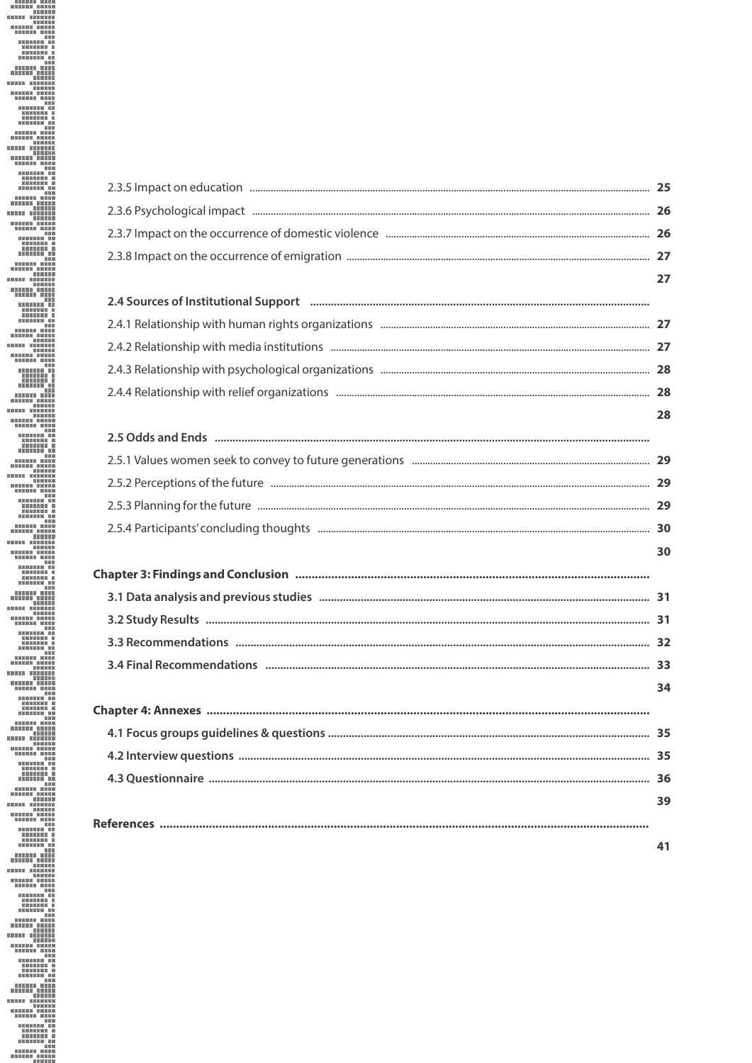2.3.5 Impact on education ........ 25

2.3.6 Psychological impact ........ 26

2.3.7 Impact on the occurrence of domestic violence ........ 26

2.3.8 Impact on the occurrence of emigration ........ 27

27

**2.4 Sources of Institutional Support** ........

2.4.1 Relationship with human rights organizations ........ 27

2.4.2 Relationship with media institutions ........ 27

2.4.3 Relationship with psychological organizations ........ 28

2.4.4 Relationship with relief organizations ........ 28

28

**2.5 Odds and Ends** ........

2.5.1 Values women seek to convey to future generations ........ 29

2.5.2 Perceptions of the future ........ 29

2.5.3 Planning for the future ........ 29

2.5.4 Participants' concluding thoughts ........ 30

30

**Chapter 3: Findings and Conclusion** ........

**3.1 Data analysis and previous studies** ........ 31

**3.2 Study Results** ........ 31

**3.3 Recommendations** ........ 32

**3.4 Final Recommendations** ........ 33

34

**Chapter 4: Annexes** ........

**4.1 Focus groups guidelines & questions** ........ 35

**4.2 Interview questions** ........ 35

**4.3 Questionnaire** ........ 36

39

**References** ........

41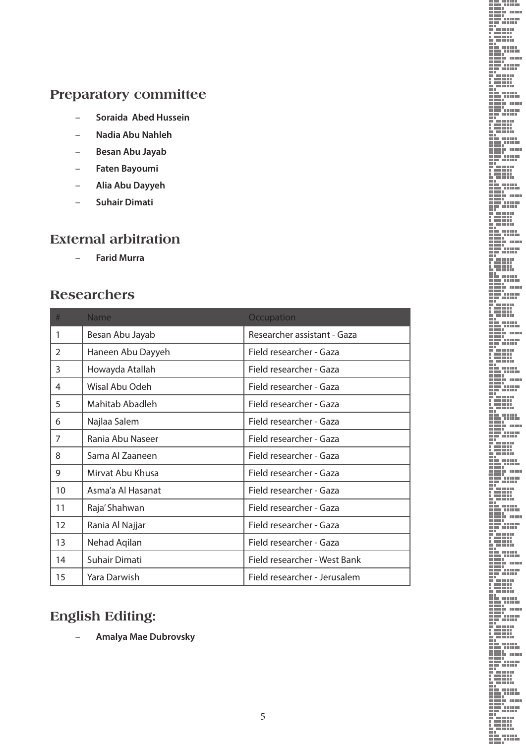## Preparatory committee

- **Soraida Abed Hussein**
- **Nadia Abu Nahleh**
- **Besan Abu Jayab**
- **Faten Bayoumi**
- **Alia Abu Dayyeh**
- **Suhair Dimati**

## External arbitration

- **Farid Murra**

## Researchers

| # | Name | Occupation |
|---|---|---|
| 1 | Besan Abu Jayab | Researcher assistant - Gaza |
| 2 | Haneen Abu Dayyeh | Field researcher - Gaza |
| 3 | Howayda Atallah | Field researcher - Gaza |
| 4 | Wisal Abu Odeh | Field researcher - Gaza |
| 5 | Mahitab Abadleh | Field researcher - Gaza |
| 6 | Najlaa Salem | Field researcher - Gaza |
| 7 | Rania Abu Naseer | Field researcher - Gaza |
| 8 | Sama Al Zaaneen | Field researcher - Gaza |
| 9 | Mirvat Abu Khusa | Field researcher - Gaza |
| 10 | Asma'a Al Hasanat | Field researcher - Gaza |
| 11 | Raja' Shahwan | Field researcher - Gaza |
| 12 | Rania Al Najjar | Field researcher - Gaza |
| 13 | Nehad Aqilan | Field researcher - Gaza |
| 14 | Suhair Dimati | Field researcher - West Bank |
| 15 | Yara Darwish | Field researcher - Jerusalem |

## English Editing:

- **Amalya Mae Dubrovsky**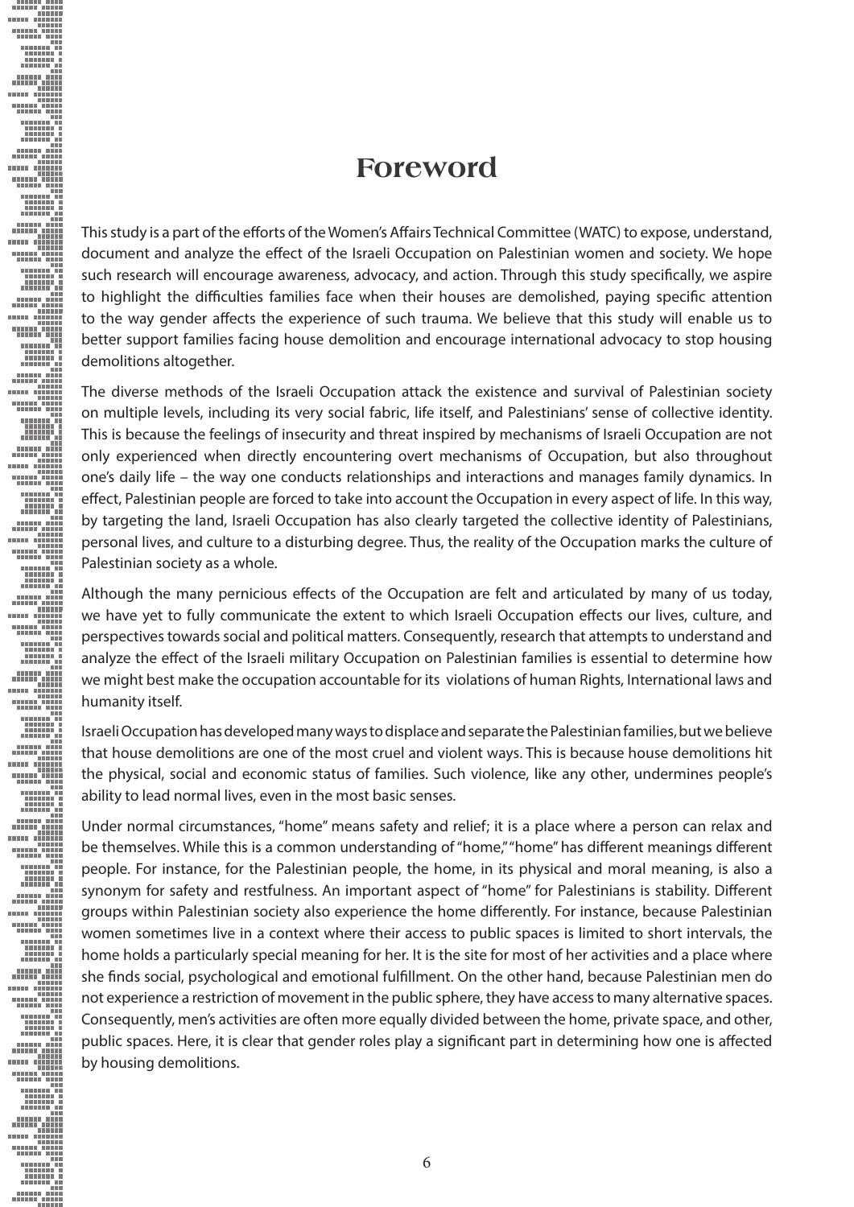# Foreword

This study is a part of the efforts of the Women's Affairs Technical Committee (WATC) to expose, understand, document and analyze the effect of the Israeli Occupation on Palestinian women and society. We hope such research will encourage awareness, advocacy, and action. Through this study specifically, we aspire to highlight the difficulties families face when their houses are demolished, paying specific attention to the way gender affects the experience of such trauma. We believe that this study will enable us to better support families facing house demolition and encourage international advocacy to stop housing demolitions altogether.

The diverse methods of the Israeli Occupation attack the existence and survival of Palestinian society on multiple levels, including its very social fabric, life itself, and Palestinians' sense of collective identity. This is because the feelings of insecurity and threat inspired by mechanisms of Israeli Occupation are not only experienced when directly encountering overt mechanisms of Occupation, but also throughout one's daily life – the way one conducts relationships and interactions and manages family dynamics. In effect, Palestinian people are forced to take into account the Occupation in every aspect of life. In this way, by targeting the land, Israeli Occupation has also clearly targeted the collective identity of Palestinians, personal lives, and culture to a disturbing degree. Thus, the reality of the Occupation marks the culture of Palestinian society as a whole.

Although the many pernicious effects of the Occupation are felt and articulated by many of us today, we have yet to fully communicate the extent to which Israeli Occupation effects our lives, culture, and perspectives towards social and political matters. Consequently, research that attempts to understand and analyze the effect of the Israeli military Occupation on Palestinian families is essential to determine how we might best make the occupation accountable for its violations of human Rights, International laws and humanity itself.

Israeli Occupation has developed many ways to displace and separate the Palestinian families, but we believe that house demolitions are one of the most cruel and violent ways. This is because house demolitions hit the physical, social and economic status of families. Such violence, like any other, undermines people's ability to lead normal lives, even in the most basic senses.

Under normal circumstances, "home" means safety and relief; it is a place where a person can relax and be themselves. While this is a common understanding of "home," "home" has different meanings different people. For instance, for the Palestinian people, the home, in its physical and moral meaning, is also a synonym for safety and restfulness. An important aspect of "home" for Palestinians is stability. Different groups within Palestinian society also experience the home differently. For instance, because Palestinian women sometimes live in a context where their access to public spaces is limited to short intervals, the home holds a particularly special meaning for her. It is the site for most of her activities and a place where she finds social, psychological and emotional fulfillment. On the other hand, because Palestinian men do not experience a restriction of movement in the public sphere, they have access to many alternative spaces. Consequently, men's activities are often more equally divided between the home, private space, and other, public spaces. Here, it is clear that gender roles play a significant part in determining how one is affected by housing demolitions.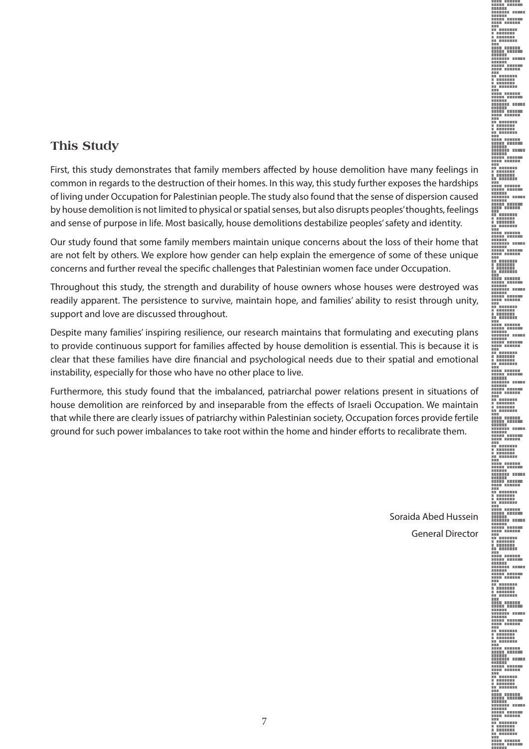## This Study

First, this study demonstrates that family members affected by house demolition have many feelings in common in regards to the destruction of their homes. In this way, this study further exposes the hardships of living under Occupation for Palestinian people. The study also found that the sense of dispersion caused by house demolition is not limited to physical or spatial senses, but also disrupts peoples' thoughts, feelings and sense of purpose in life. Most basically, house demolitions destabilize peoples' safety and identity.

Our study found that some family members maintain unique concerns about the loss of their home that are not felt by others. We explore how gender can help explain the emergence of some of these unique concerns and further reveal the specific challenges that Palestinian women face under Occupation.

Throughout this study, the strength and durability of house owners whose houses were destroyed was readily apparent. The persistence to survive, maintain hope, and families' ability to resist through unity, support and love are discussed throughout.

Despite many families' inspiring resilience, our research maintains that formulating and executing plans to provide continuous support for families affected by house demolition is essential. This is because it is clear that these families have dire financial and psychological needs due to their spatial and emotional instability, especially for those who have no other place to live.

Furthermore, this study found that the imbalanced, patriarchal power relations present in situations of house demolition are reinforced by and inseparable from the effects of Israeli Occupation. We maintain that while there are clearly issues of patriarchy within Palestinian society, Occupation forces provide fertile ground for such power imbalances to take root within the home and hinder efforts to recalibrate them.

Soraida Abed Hussein

General Director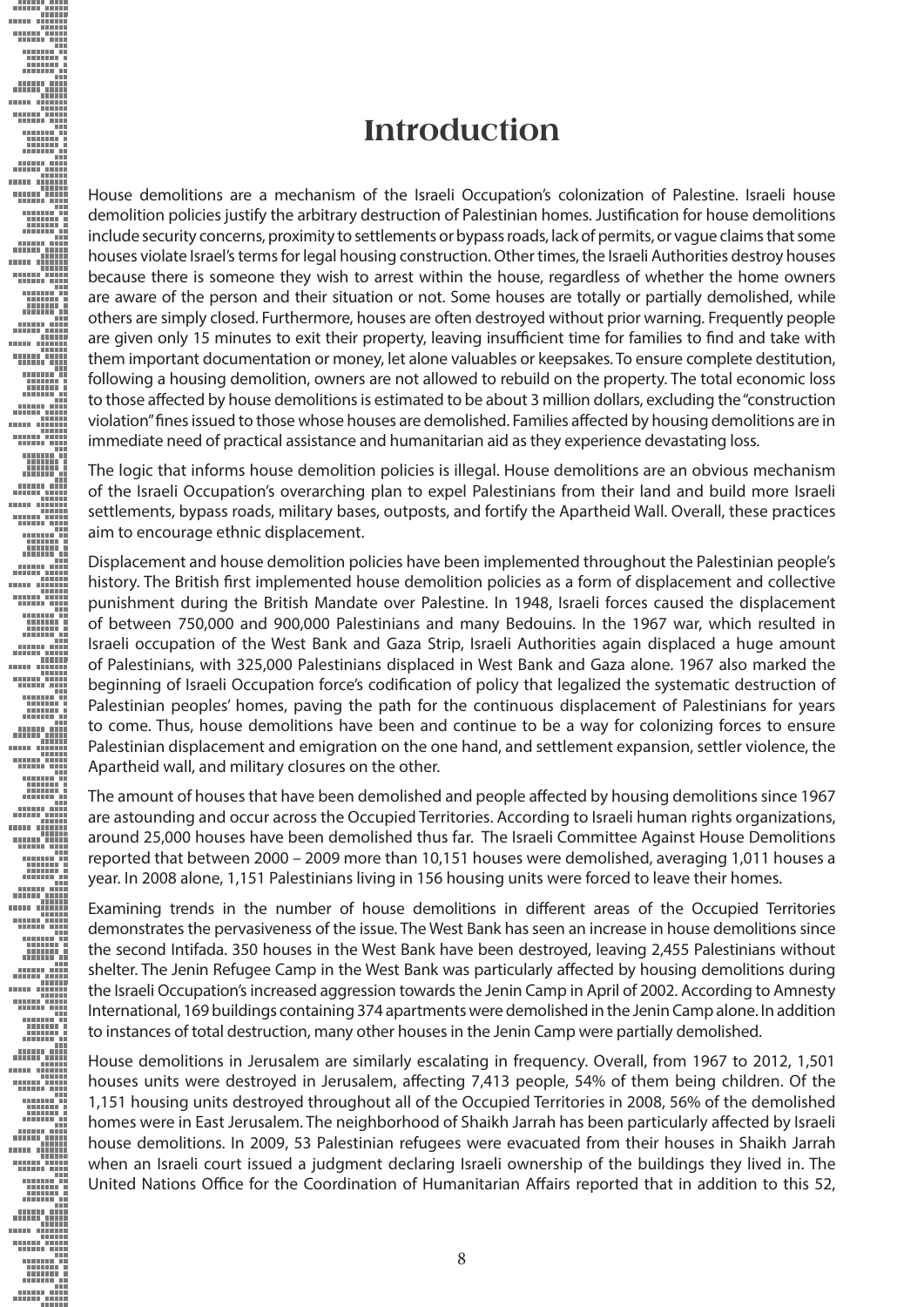# Introduction

House demolitions are a mechanism of the Israeli Occupation's colonization of Palestine. Israeli house demolition policies justify the arbitrary destruction of Palestinian homes. Justification for house demolitions include security concerns, proximity to settlements or bypass roads, lack of permits, or vague claims that some houses violate Israel's terms for legal housing construction. Other times, the Israeli Authorities destroy houses because there is someone they wish to arrest within the house, regardless of whether the home owners are aware of the person and their situation or not. Some houses are totally or partially demolished, while others are simply closed. Furthermore, houses are often destroyed without prior warning. Frequently people are given only 15 minutes to exit their property, leaving insufficient time for families to find and take with them important documentation or money, let alone valuables or keepsakes. To ensure complete destitution, following a housing demolition, owners are not allowed to rebuild on the property. The total economic loss to those affected by house demolitions is estimated to be about 3 million dollars, excluding the "construction violation" fines issued to those whose houses are demolished. Families affected by housing demolitions are in immediate need of practical assistance and humanitarian aid as they experience devastating loss.

The logic that informs house demolition policies is illegal. House demolitions are an obvious mechanism of the Israeli Occupation's overarching plan to expel Palestinians from their land and build more Israeli settlements, bypass roads, military bases, outposts, and fortify the Apartheid Wall. Overall, these practices aim to encourage ethnic displacement.

Displacement and house demolition policies have been implemented throughout the Palestinian people's history. The British first implemented house demolition policies as a form of displacement and collective punishment during the British Mandate over Palestine. In 1948, Israeli forces caused the displacement of between 750,000 and 900,000 Palestinians and many Bedouins. In the 1967 war, which resulted in Israeli occupation of the West Bank and Gaza Strip, Israeli Authorities again displaced a huge amount of Palestinians, with 325,000 Palestinians displaced in West Bank and Gaza alone. 1967 also marked the beginning of Israeli Occupation force's codification of policy that legalized the systematic destruction of Palestinian peoples' homes, paving the path for the continuous displacement of Palestinians for years to come. Thus, house demolitions have been and continue to be a way for colonizing forces to ensure Palestinian displacement and emigration on the one hand, and settlement expansion, settler violence, the Apartheid wall, and military closures on the other.

The amount of houses that have been demolished and people affected by housing demolitions since 1967 are astounding and occur across the Occupied Territories. According to Israeli human rights organizations, around 25,000 houses have been demolished thus far. The Israeli Committee Against House Demolitions reported that between 2000 – 2009 more than 10,151 houses were demolished, averaging 1,011 houses a year. In 2008 alone, 1,151 Palestinians living in 156 housing units were forced to leave their homes.

Examining trends in the number of house demolitions in different areas of the Occupied Territories demonstrates the pervasiveness of the issue. The West Bank has seen an increase in house demolitions since the second Intifada. 350 houses in the West Bank have been destroyed, leaving 2,455 Palestinians without shelter. The Jenin Refugee Camp in the West Bank was particularly affected by housing demolitions during the Israeli Occupation's increased aggression towards the Jenin Camp in April of 2002. According to Amnesty International, 169 buildings containing 374 apartments were demolished in the Jenin Camp alone. In addition to instances of total destruction, many other houses in the Jenin Camp were partially demolished.

House demolitions in Jerusalem are similarly escalating in frequency. Overall, from 1967 to 2012, 1,501 houses units were destroyed in Jerusalem, affecting 7,413 people, 54% of them being children. Of the 1,151 housing units destroyed throughout all of the Occupied Territories in 2008, 56% of the demolished homes were in East Jerusalem. The neighborhood of Shaikh Jarrah has been particularly affected by Israeli house demolitions. In 2009, 53 Palestinian refugees were evacuated from their houses in Shaikh Jarrah when an Israeli court issued a judgment declaring Israeli ownership of the buildings they lived in. The United Nations Office for the Coordination of Humanitarian Affairs reported that in addition to this 52,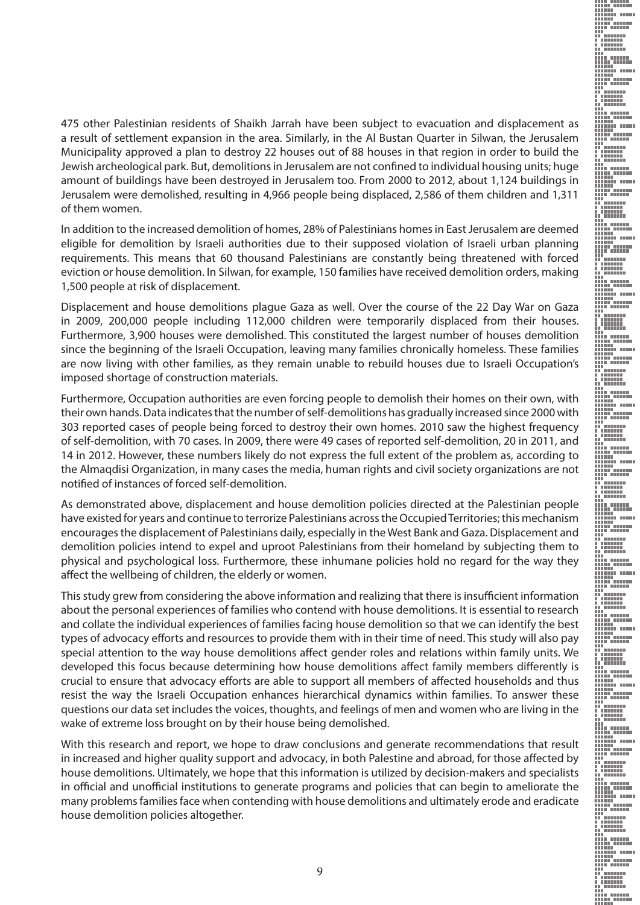475 other Palestinian residents of Shaikh Jarrah have been subject to evacuation and displacement as a result of settlement expansion in the area. Similarly, in the Al Bustan Quarter in Silwan, the Jerusalem Municipality approved a plan to destroy 22 houses out of 88 houses in that region in order to build the Jewish archeological park. But, demolitions in Jerusalem are not confined to individual housing units; huge amount of buildings have been destroyed in Jerusalem too. From 2000 to 2012, about 1,124 buildings in Jerusalem were demolished, resulting in 4,966 people being displaced, 2,586 of them children and 1,311 of them women.

In addition to the increased demolition of homes, 28% of Palestinians homes in East Jerusalem are deemed eligible for demolition by Israeli authorities due to their supposed violation of Israeli urban planning requirements. This means that 60 thousand Palestinians are constantly being threatened with forced eviction or house demolition. In Silwan, for example, 150 families have received demolition orders, making 1,500 people at risk of displacement.

Displacement and house demolitions plague Gaza as well. Over the course of the 22 Day War on Gaza in 2009, 200,000 people including 112,000 children were temporarily displaced from their houses. Furthermore, 3,900 houses were demolished. This constituted the largest number of houses demolition since the beginning of the Israeli Occupation, leaving many families chronically homeless. These families are now living with other families, as they remain unable to rebuild houses due to Israeli Occupation's imposed shortage of construction materials.

Furthermore, Occupation authorities are even forcing people to demolish their homes on their own, with their own hands. Data indicates that the number of self-demolitions has gradually increased since 2000 with 303 reported cases of people being forced to destroy their own homes. 2010 saw the highest frequency of self-demolition, with 70 cases. In 2009, there were 49 cases of reported self-demolition, 20 in 2011, and 14 in 2012. However, these numbers likely do not express the full extent of the problem as, according to the Almaqdisi Organization, in many cases the media, human rights and civil society organizations are not notified of instances of forced self-demolition.

As demonstrated above, displacement and house demolition policies directed at the Palestinian people have existed for years and continue to terrorize Palestinians across the Occupied Territories; this mechanism encourages the displacement of Palestinians daily, especially in the West Bank and Gaza. Displacement and demolition policies intend to expel and uproot Palestinians from their homeland by subjecting them to physical and psychological loss. Furthermore, these inhumane policies hold no regard for the way they affect the wellbeing of children, the elderly or women.

This study grew from considering the above information and realizing that there is insufficient information about the personal experiences of families who contend with house demolitions. It is essential to research and collate the individual experiences of families facing house demolition so that we can identify the best types of advocacy efforts and resources to provide them with in their time of need. This study will also pay special attention to the way house demolitions affect gender roles and relations within family units. We developed this focus because determining how house demolitions affect family members differently is crucial to ensure that advocacy efforts are able to support all members of affected households and thus resist the way the Israeli Occupation enhances hierarchical dynamics within families. To answer these questions our data set includes the voices, thoughts, and feelings of men and women who are living in the wake of extreme loss brought on by their house being demolished.

With this research and report, we hope to draw conclusions and generate recommendations that result in increased and higher quality support and advocacy, in both Palestine and abroad, for those affected by house demolitions. Ultimately, we hope that this information is utilized by decision-makers and specialists in official and unofficial institutions to generate programs and policies that can begin to ameliorate the many problems families face when contending with house demolitions and ultimately erode and eradicate house demolition policies altogether.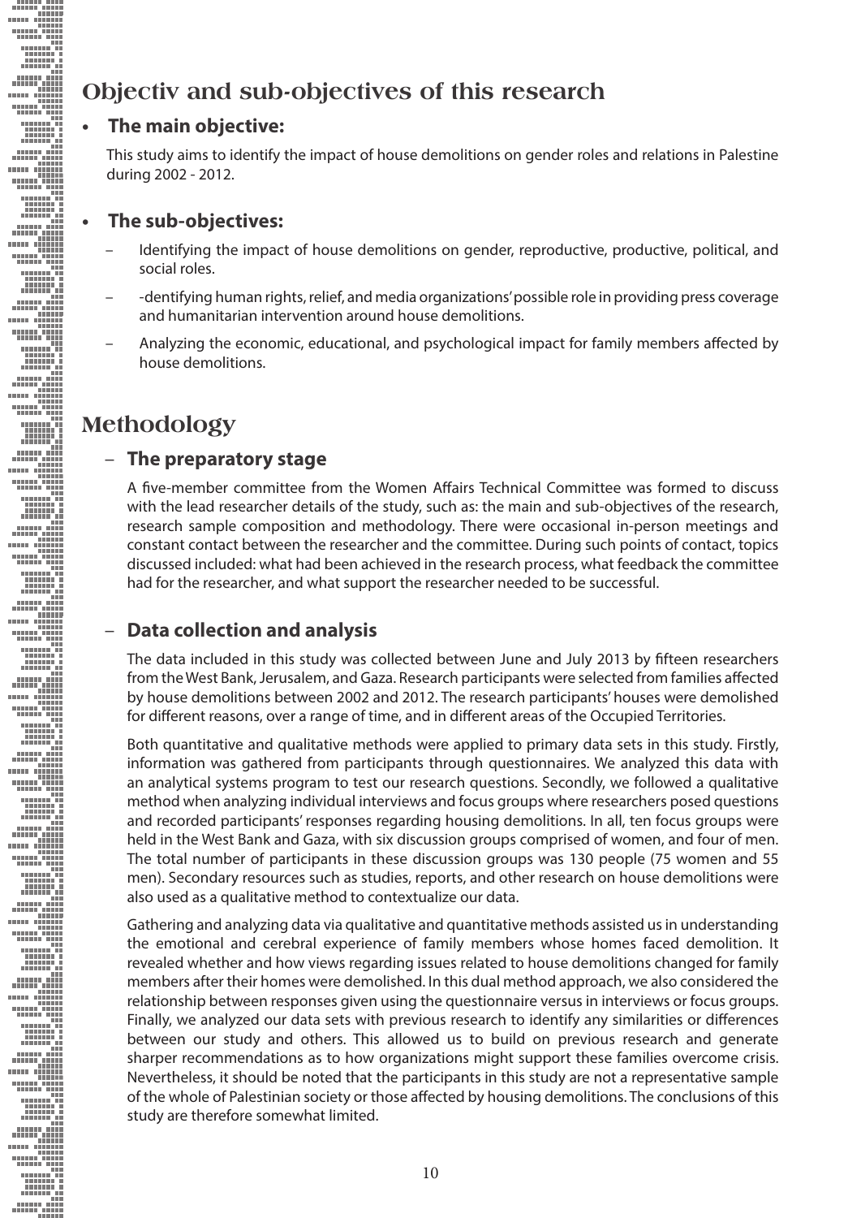## Objectiv and sub-objectives of this research

- **The main objective:**

This study aims to identify the impact of house demolitions on gender roles and relations in Palestine during 2002 - 2012.

- **The sub-objectives:**

  - Identifying the impact of house demolitions on gender, reproductive, productive, political, and social roles.
  - -dentifying human rights, relief, and media organizations' possible role in providing press coverage and humanitarian intervention around house demolitions.
  - Analyzing the economic, educational, and psychological impact for family members affected by house demolitions.

## Methodology

### – The preparatory stage

A five-member committee from the Women Affairs Technical Committee was formed to discuss with the lead researcher details of the study, such as: the main and sub-objectives of the research, research sample composition and methodology. There were occasional in-person meetings and constant contact between the researcher and the committee. During such points of contact, topics discussed included: what had been achieved in the research process, what feedback the committee had for the researcher, and what support the researcher needed to be successful.

### – Data collection and analysis

The data included in this study was collected between June and July 2013 by fifteen researchers from the West Bank, Jerusalem, and Gaza. Research participants were selected from families affected by house demolitions between 2002 and 2012. The research participants' houses were demolished for different reasons, over a range of time, and in different areas of the Occupied Territories.

Both quantitative and qualitative methods were applied to primary data sets in this study. Firstly, information was gathered from participants through questionnaires. We analyzed this data with an analytical systems program to test our research questions. Secondly, we followed a qualitative method when analyzing individual interviews and focus groups where researchers posed questions and recorded participants' responses regarding housing demolitions. In all, ten focus groups were held in the West Bank and Gaza, with six discussion groups comprised of women, and four of men. The total number of participants in these discussion groups was 130 people (75 women and 55 men). Secondary resources such as studies, reports, and other research on house demolitions were also used as a qualitative method to contextualize our data.

Gathering and analyzing data via qualitative and quantitative methods assisted us in understanding the emotional and cerebral experience of family members whose homes faced demolition. It revealed whether and how views regarding issues related to house demolitions changed for family members after their homes were demolished. In this dual method approach, we also considered the relationship between responses given using the questionnaire versus in interviews or focus groups. Finally, we analyzed our data sets with previous research to identify any similarities or differences between our study and others. This allowed us to build on previous research and generate sharper recommendations as to how organizations might support these families overcome crisis. Nevertheless, it should be noted that the participants in this study are not a representative sample of the whole of Palestinian society or those affected by housing demolitions. The conclusions of this study are therefore somewhat limited.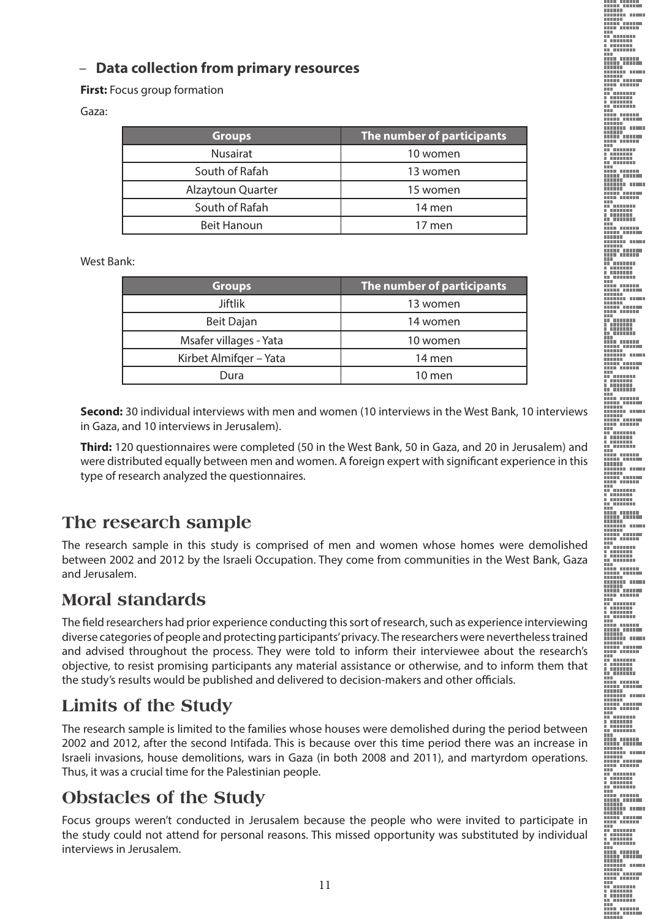– **Data collection from primary resources**

**First:** Focus group formation

Gaza:

| Groups | The number of participants |
|---|---|
| Nusairat | 10 women |
| South of Rafah | 13 women |
| Alzaytoun Quarter | 15 women |
| South of Rafah | 14 men |
| Beit Hanoun | 17 men |

West Bank:

| Groups | The number of participants |
|---|---|
| Jiftlik | 13 women |
| Beit Dajan | 14 women |
| Msafer villages - Yata | 10 women |
| Kirbet Almifqer – Yata | 14 men |
| Dura | 10 men |

**Second:** 30 individual interviews with men and women (10 interviews in the West Bank, 10 interviews in Gaza, and 10 interviews in Jerusalem).

**Third:** 120 questionnaires were completed (50 in the West Bank, 50 in Gaza, and 20 in Jerusalem) and were distributed equally between men and women. A foreign expert with significant experience in this type of research analyzed the questionnaires.

# The research sample

The research sample in this study is comprised of men and women whose homes were demolished between 2002 and 2012 by the Israeli Occupation. They come from communities in the West Bank, Gaza and Jerusalem.

# Moral standards

The field researchers had prior experience conducting this sort of research, such as experience interviewing diverse categories of people and protecting participants' privacy. The researchers were nevertheless trained and advised throughout the process. They were told to inform their interviewee about the research's objective, to resist promising participants any material assistance or otherwise, and to inform them that the study's results would be published and delivered to decision-makers and other officials.

# Limits of the Study

The research sample is limited to the families whose houses were demolished during the period between 2002 and 2012, after the second Intifada. This is because over this time period there was an increase in Israeli invasions, house demolitions, wars in Gaza (in both 2008 and 2011), and martyrdom operations. Thus, it was a crucial time for the Palestinian people.

# Obstacles of the Study

Focus groups weren't conducted in Jerusalem because the people who were invited to participate in the study could not attend for personal reasons. This missed opportunity was substituted by individual interviews in Jerusalem.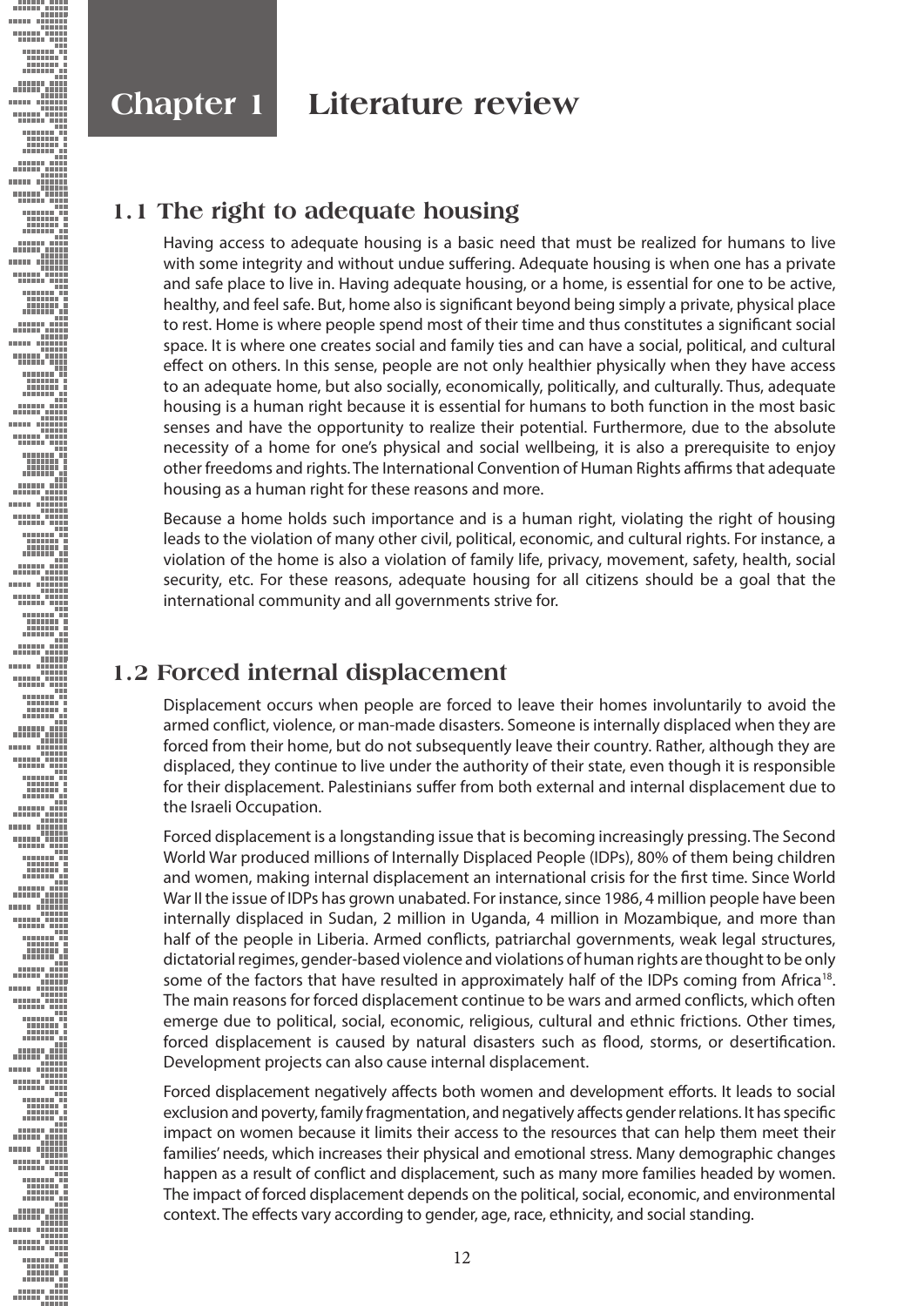# Chapter 1 Literature review

## 1.1 The right to adequate housing

Having access to adequate housing is a basic need that must be realized for humans to live with some integrity and without undue suffering. Adequate housing is when one has a private and safe place to live in. Having adequate housing, or a home, is essential for one to be active, healthy, and feel safe. But, home also is significant beyond being simply a private, physical place to rest. Home is where people spend most of their time and thus constitutes a significant social space. It is where one creates social and family ties and can have a social, political, and cultural effect on others. In this sense, people are not only healthier physically when they have access to an adequate home, but also socially, economically, politically, and culturally. Thus, adequate housing is a human right because it is essential for humans to both function in the most basic senses and have the opportunity to realize their potential. Furthermore, due to the absolute necessity of a home for one's physical and social wellbeing, it is also a prerequisite to enjoy other freedoms and rights. The International Convention of Human Rights affirms that adequate housing as a human right for these reasons and more.

Because a home holds such importance and is a human right, violating the right of housing leads to the violation of many other civil, political, economic, and cultural rights. For instance, a violation of the home is also a violation of family life, privacy, movement, safety, health, social security, etc. For these reasons, adequate housing for all citizens should be a goal that the international community and all governments strive for.

## 1.2 Forced internal displacement

Displacement occurs when people are forced to leave their homes involuntarily to avoid the armed conflict, violence, or man-made disasters. Someone is internally displaced when they are forced from their home, but do not subsequently leave their country. Rather, although they are displaced, they continue to live under the authority of their state, even though it is responsible for their displacement. Palestinians suffer from both external and internal displacement due to the Israeli Occupation.

Forced displacement is a longstanding issue that is becoming increasingly pressing. The Second World War produced millions of Internally Displaced People (IDPs), 80% of them being children and women, making internal displacement an international crisis for the first time. Since World War II the issue of IDPs has grown unabated. For instance, since 1986, 4 million people have been internally displaced in Sudan, 2 million in Uganda, 4 million in Mozambique, and more than half of the people in Liberia. Armed conflicts, patriarchal governments, weak legal structures, dictatorial regimes, gender-based violence and violations of human rights are thought to be only some of the factors that have resulted in approximately half of the IDPs coming from Africa[18]. The main reasons for forced displacement continue to be wars and armed conflicts, which often emerge due to political, social, economic, religious, cultural and ethnic frictions. Other times, forced displacement is caused by natural disasters such as flood, storms, or desertification. Development projects can also cause internal displacement.

Forced displacement negatively affects both women and development efforts. It leads to social exclusion and poverty, family fragmentation, and negatively affects gender relations. It has specific impact on women because it limits their access to the resources that can help them meet their families' needs, which increases their physical and emotional stress. Many demographic changes happen as a result of conflict and displacement, such as many more families headed by women. The impact of forced displacement depends on the political, social, economic, and environmental context. The effects vary according to gender, age, race, ethnicity, and social standing.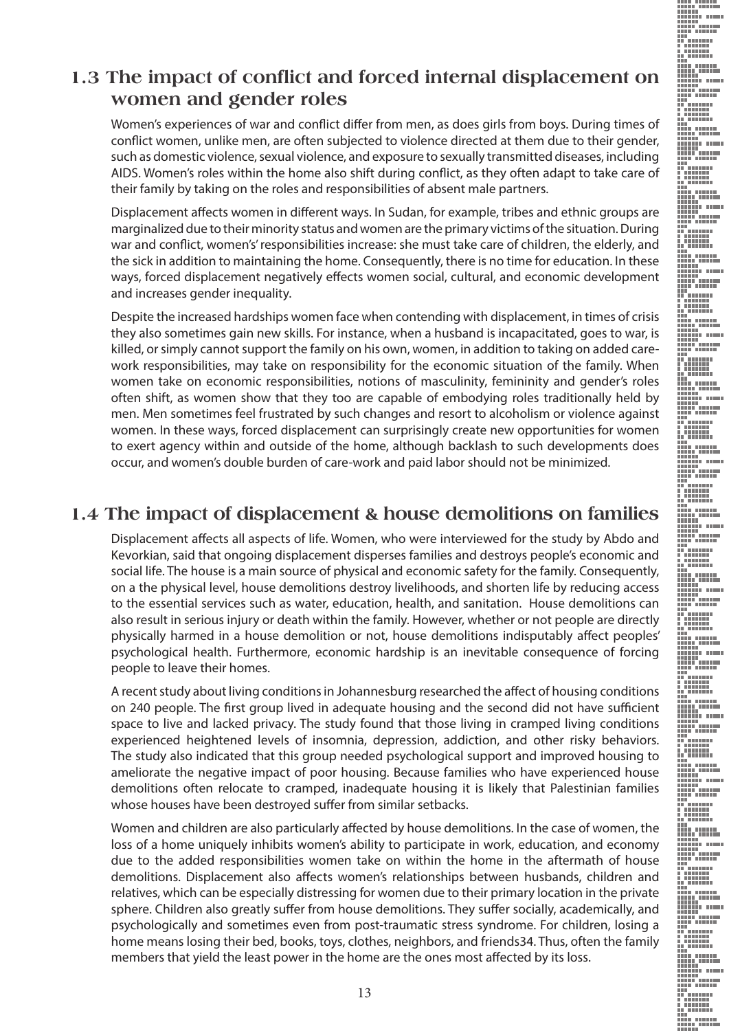## 1.3 The impact of conflict and forced internal displacement on women and gender roles

Women's experiences of war and conflict differ from men, as does girls from boys. During times of conflict women, unlike men, are often subjected to violence directed at them due to their gender, such as domestic violence, sexual violence, and exposure to sexually transmitted diseases, including AIDS. Women's roles within the home also shift during conflict, as they often adapt to take care of their family by taking on the roles and responsibilities of absent male partners.

Displacement affects women in different ways. In Sudan, for example, tribes and ethnic groups are marginalized due to their minority status and women are the primary victims of the situation. During war and conflict, women's' responsibilities increase: she must take care of children, the elderly, and the sick in addition to maintaining the home. Consequently, there is no time for education. In these ways, forced displacement negatively effects women social, cultural, and economic development and increases gender inequality.

Despite the increased hardships women face when contending with displacement, in times of crisis they also sometimes gain new skills. For instance, when a husband is incapacitated, goes to war, is killed, or simply cannot support the family on his own, women, in addition to taking on added care-work responsibilities, may take on responsibility for the economic situation of the family. When women take on economic responsibilities, notions of masculinity, femininity and gender's roles often shift, as women show that they too are capable of embodying roles traditionally held by men. Men sometimes feel frustrated by such changes and resort to alcoholism or violence against women. In these ways, forced displacement can surprisingly create new opportunities for women to exert agency within and outside of the home, although backlash to such developments does occur, and women's double burden of care-work and paid labor should not be minimized.

## 1.4 The impact of displacement & house demolitions on families

Displacement affects all aspects of life. Women, who were interviewed for the study by Abdo and Kevorkian, said that ongoing displacement disperses families and destroys people's economic and social life. The house is a main source of physical and economic safety for the family. Consequently, on a the physical level, house demolitions destroy livelihoods, and shorten life by reducing access to the essential services such as water, education, health, and sanitation. House demolitions can also result in serious injury or death within the family. However, whether or not people are directly physically harmed in a house demolition or not, house demolitions indisputably affect peoples' psychological health. Furthermore, economic hardship is an inevitable consequence of forcing people to leave their homes.

A recent study about living conditions in Johannesburg researched the affect of housing conditions on 240 people. The first group lived in adequate housing and the second did not have sufficient space to live and lacked privacy. The study found that those living in cramped living conditions experienced heightened levels of insomnia, depression, addiction, and other risky behaviors. The study also indicated that this group needed psychological support and improved housing to ameliorate the negative impact of poor housing. Because families who have experienced house demolitions often relocate to cramped, inadequate housing it is likely that Palestinian families whose houses have been destroyed suffer from similar setbacks.

Women and children are also particularly affected by house demolitions. In the case of women, the loss of a home uniquely inhibits women's ability to participate in work, education, and economy due to the added responsibilities women take on within the home in the aftermath of house demolitions. Displacement also affects women's relationships between husbands, children and relatives, which can be especially distressing for women due to their primary location in the private sphere. Children also greatly suffer from house demolitions. They suffer socially, academically, and psychologically and sometimes even from post-traumatic stress syndrome. For children, losing a home means losing their bed, books, toys, clothes, neighbors, and friends34. Thus, often the family members that yield the least power in the home are the ones most affected by its loss.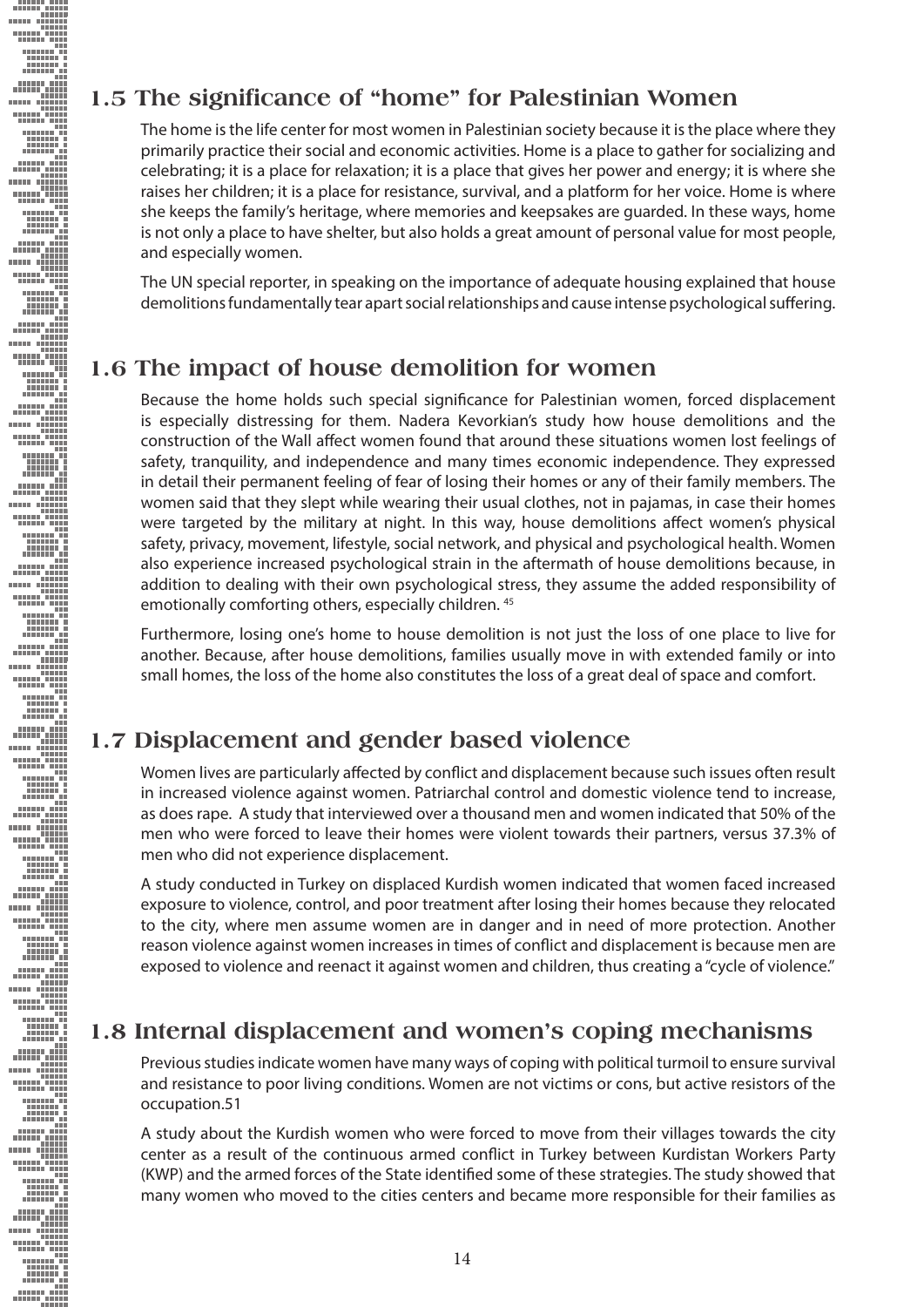## 1.5 The significance of "home" for Palestinian Women

The home is the life center for most women in Palestinian society because it is the place where they primarily practice their social and economic activities. Home is a place to gather for socializing and celebrating; it is a place for relaxation; it is a place that gives her power and energy; it is where she raises her children; it is a place for resistance, survival, and a platform for her voice. Home is where she keeps the family's heritage, where memories and keepsakes are guarded. In these ways, home is not only a place to have shelter, but also holds a great amount of personal value for most people, and especially women.

The UN special reporter, in speaking on the importance of adequate housing explained that house demolitions fundamentally tear apart social relationships and cause intense psychological suffering.

## 1.6 The impact of house demolition for women

Because the home holds such special significance for Palestinian women, forced displacement is especially distressing for them. Nadera Kevorkian's study how house demolitions and the construction of the Wall affect women found that around these situations women lost feelings of safety, tranquility, and independence and many times economic independence. They expressed in detail their permanent feeling of fear of losing their homes or any of their family members. The women said that they slept while wearing their usual clothes, not in pajamas, in case their homes were targeted by the military at night. In this way, house demolitions affect women's physical safety, privacy, movement, lifestyle, social network, and physical and psychological health. Women also experience increased psychological strain in the aftermath of house demolitions because, in addition to dealing with their own psychological stress, they assume the added responsibility of emotionally comforting others, especially children. [45]

Furthermore, losing one's home to house demolition is not just the loss of one place to live for another. Because, after house demolitions, families usually move in with extended family or into small homes, the loss of the home also constitutes the loss of a great deal of space and comfort.

## 1.7 Displacement and gender based violence

Women lives are particularly affected by conflict and displacement because such issues often result in increased violence against women. Patriarchal control and domestic violence tend to increase, as does rape. A study that interviewed over a thousand men and women indicated that 50% of the men who were forced to leave their homes were violent towards their partners, versus 37.3% of men who did not experience displacement.

A study conducted in Turkey on displaced Kurdish women indicated that women faced increased exposure to violence, control, and poor treatment after losing their homes because they relocated to the city, where men assume women are in danger and in need of more protection. Another reason violence against women increases in times of conflict and displacement is because men are exposed to violence and reenact it against women and children, thus creating a "cycle of violence."

## 1.8 Internal displacement and women's coping mechanisms

Previous studies indicate women have many ways of coping with political turmoil to ensure survival and resistance to poor living conditions. Women are not victims or cons, but active resistors of the occupation.51

A study about the Kurdish women who were forced to move from their villages towards the city center as a result of the continuous armed conflict in Turkey between Kurdistan Workers Party (KWP) and the armed forces of the State identified some of these strategies. The study showed that many women who moved to the cities centers and became more responsible for their families as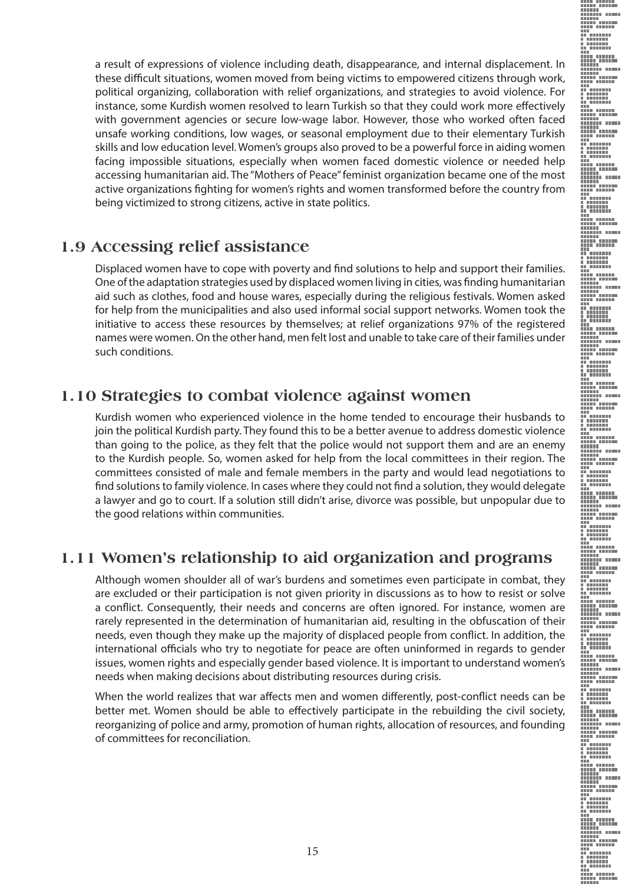a result of expressions of violence including death, disappearance, and internal displacement. In these difficult situations, women moved from being victims to empowered citizens through work, political organizing, collaboration with relief organizations, and strategies to avoid violence. For instance, some Kurdish women resolved to learn Turkish so that they could work more effectively with government agencies or secure low-wage labor. However, those who worked often faced unsafe working conditions, low wages, or seasonal employment due to their elementary Turkish skills and low education level. Women's groups also proved to be a powerful force in aiding women facing impossible situations, especially when women faced domestic violence or needed help accessing humanitarian aid. The "Mothers of Peace" feminist organization became one of the most active organizations fighting for women's rights and women transformed before the country from being victimized to strong citizens, active in state politics.

## 1.9 Accessing relief assistance

Displaced women have to cope with poverty and find solutions to help and support their families. One of the adaptation strategies used by displaced women living in cities, was finding humanitarian aid such as clothes, food and house wares, especially during the religious festivals. Women asked for help from the municipalities and also used informal social support networks. Women took the initiative to access these resources by themselves; at relief organizations 97% of the registered names were women. On the other hand, men felt lost and unable to take care of their families under such conditions.

## 1.10 Strategies to combat violence against women

Kurdish women who experienced violence in the home tended to encourage their husbands to join the political Kurdish party. They found this to be a better avenue to address domestic violence than going to the police, as they felt that the police would not support them and are an enemy to the Kurdish people. So, women asked for help from the local committees in their region. The committees consisted of male and female members in the party and would lead negotiations to find solutions to family violence. In cases where they could not find a solution, they would delegate a lawyer and go to court. If a solution still didn't arise, divorce was possible, but unpopular due to the good relations within communities.

## 1.11 Women's relationship to aid organization and programs

Although women shoulder all of war's burdens and sometimes even participate in combat, they are excluded or their participation is not given priority in discussions as to how to resist or solve a conflict. Consequently, their needs and concerns are often ignored. For instance, women are rarely represented in the determination of humanitarian aid, resulting in the obfuscation of their needs, even though they make up the majority of displaced people from conflict. In addition, the international officials who try to negotiate for peace are often uninformed in regards to gender issues, women rights and especially gender based violence. It is important to understand women's needs when making decisions about distributing resources during crisis.

When the world realizes that war affects men and women differently, post-conflict needs can be better met. Women should be able to effectively participate in the rebuilding the civil society, reorganizing of police and army, promotion of human rights, allocation of resources, and founding of committees for reconciliation.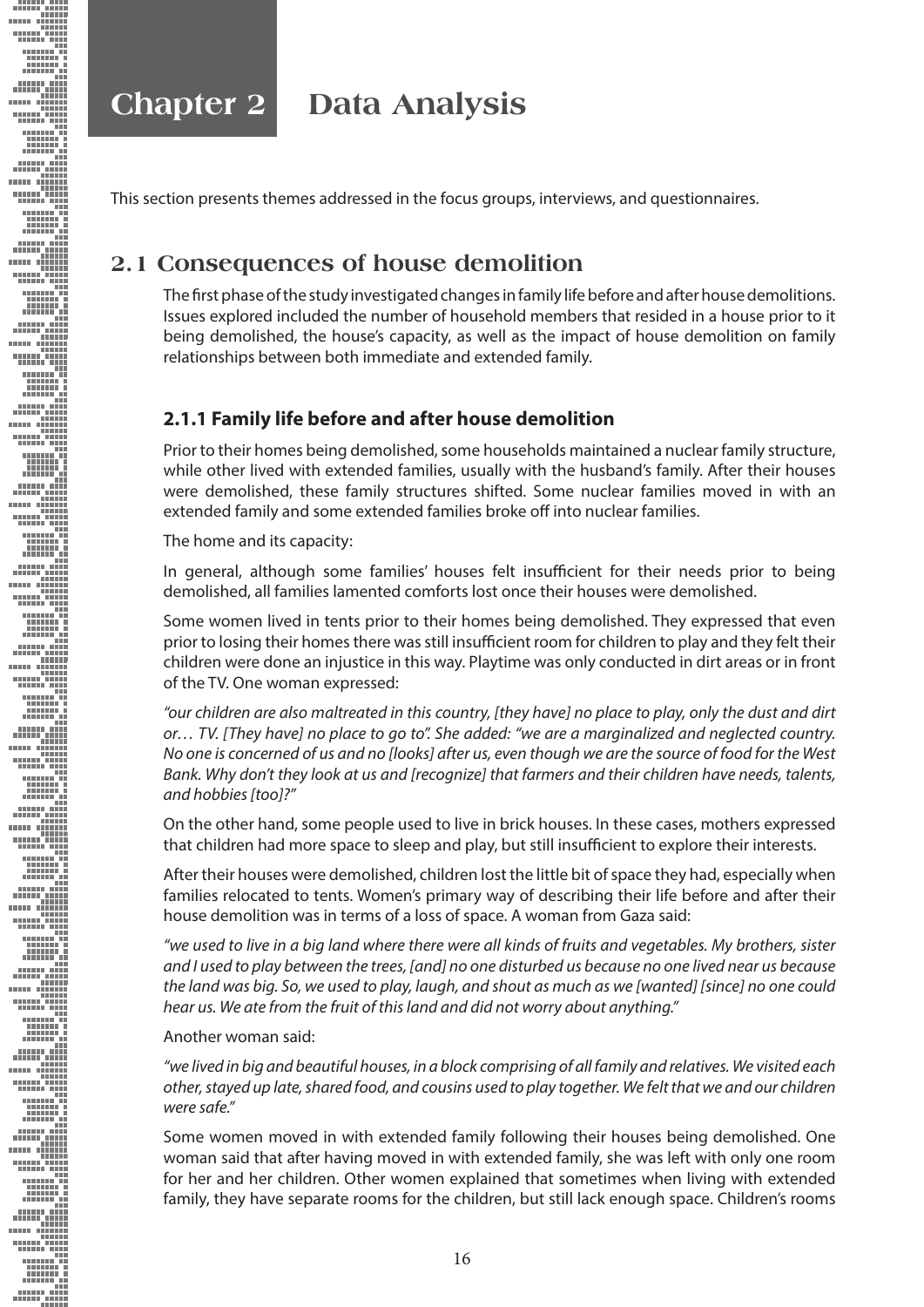# Chapter 2 Data Analysis

This section presents themes addressed in the focus groups, interviews, and questionnaires.

## 2.1 Consequences of house demolition

The first phase of the study investigated changes in family life before and after house demolitions. Issues explored included the number of household members that resided in a house prior to it being demolished, the house's capacity, as well as the impact of house demolition on family relationships between both immediate and extended family.

### 2.1.1 Family life before and after house demolition

Prior to their homes being demolished, some households maintained a nuclear family structure, while other lived with extended families, usually with the husband's family. After their houses were demolished, these family structures shifted. Some nuclear families moved in with an extended family and some extended families broke off into nuclear families.

The home and its capacity:

In general, although some families' houses felt insufficient for their needs prior to being demolished, all families lamented comforts lost once their houses were demolished.

Some women lived in tents prior to their homes being demolished. They expressed that even prior to losing their homes there was still insufficient room for children to play and they felt their children were done an injustice in this way. Playtime was only conducted in dirt areas or in front of the TV. One woman expressed:

*"our children are also maltreated in this country, [they have] no place to play, only the dust and dirt or… TV. [They have] no place to go to". She added: "we are a marginalized and neglected country. No one is concerned of us and no [looks] after us, even though we are the source of food for the West Bank. Why don't they look at us and [recognize] that farmers and their children have needs, talents, and hobbies [too]?"*

On the other hand, some people used to live in brick houses. In these cases, mothers expressed that children had more space to sleep and play, but still insufficient to explore their interests.

After their houses were demolished, children lost the little bit of space they had, especially when families relocated to tents. Women's primary way of describing their life before and after their house demolition was in terms of a loss of space. A woman from Gaza said:

*"we used to live in a big land where there were all kinds of fruits and vegetables. My brothers, sister and I used to play between the trees, [and] no one disturbed us because no one lived near us because the land was big. So, we used to play, laugh, and shout as much as we [wanted] [since] no one could hear us. We ate from the fruit of this land and did not worry about anything."*

Another woman said:

*"we lived in big and beautiful houses, in a block comprising of all family and relatives. We visited each other, stayed up late, shared food, and cousins used to play together. We felt that we and our children were safe."*

Some women moved in with extended family following their houses being demolished. One woman said that after having moved in with extended family, she was left with only one room for her and her children. Other women explained that sometimes when living with extended family, they have separate rooms for the children, but still lack enough space. Children's rooms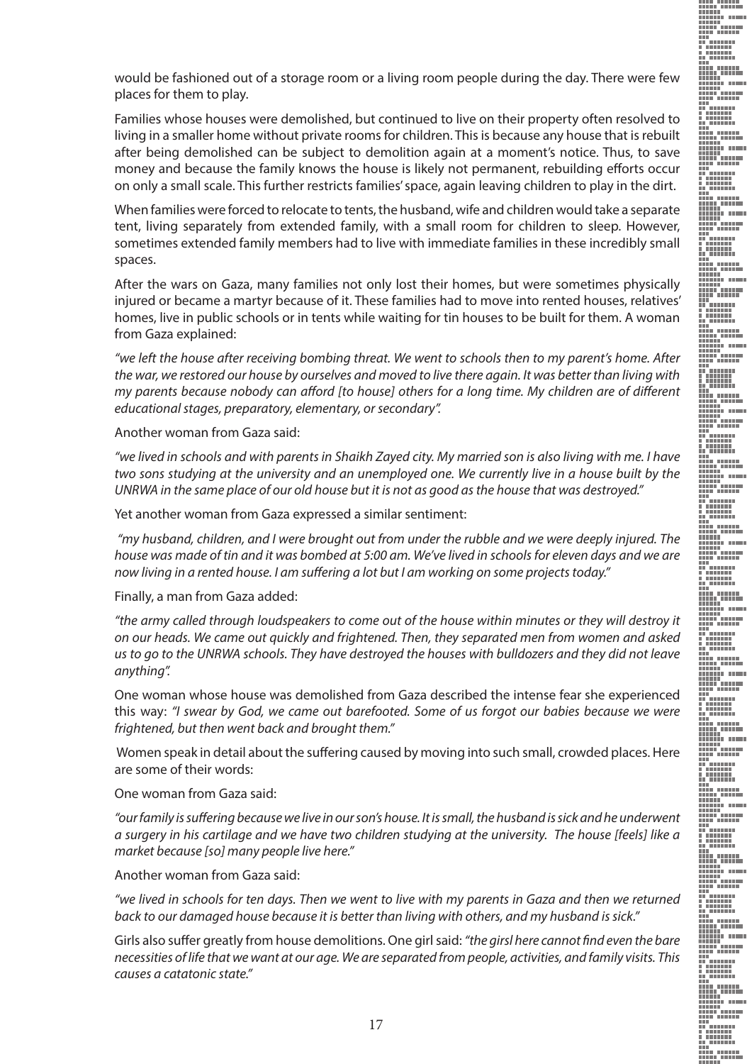would be fashioned out of a storage room or a living room people during the day. There were few places for them to play.

Families whose houses were demolished, but continued to live on their property often resolved to living in a smaller home without private rooms for children. This is because any house that is rebuilt after being demolished can be subject to demolition again at a moment's notice. Thus, to save money and because the family knows the house is likely not permanent, rebuilding efforts occur on only a small scale. This further restricts families' space, again leaving children to play in the dirt.

When families were forced to relocate to tents, the husband, wife and children would take a separate tent, living separately from extended family, with a small room for children to sleep. However, sometimes extended family members had to live with immediate families in these incredibly small spaces.

After the wars on Gaza, many families not only lost their homes, but were sometimes physically injured or became a martyr because of it. These families had to move into rented houses, relatives' homes, live in public schools or in tents while waiting for tin houses to be built for them. A woman from Gaza explained:

*"we left the house after receiving bombing threat. We went to schools then to my parent's home. After the war, we restored our house by ourselves and moved to live there again. It was better than living with my parents because nobody can afford [to house] others for a long time. My children are of different educational stages, preparatory, elementary, or secondary".*

Another woman from Gaza said:

*"we lived in schools and with parents in Shaikh Zayed city. My married son is also living with me. I have two sons studying at the university and an unemployed one. We currently live in a house built by the UNRWA in the same place of our old house but it is not as good as the house that was destroyed."*

Yet another woman from Gaza expressed a similar sentiment:

*"my husband, children, and I were brought out from under the rubble and we were deeply injured. The house was made of tin and it was bombed at 5:00 am. We've lived in schools for eleven days and we are now living in a rented house. I am suffering a lot but I am working on some projects today."*

Finally, a man from Gaza added:

*"the army called through loudspeakers to come out of the house within minutes or they will destroy it on our heads. We came out quickly and frightened. Then, they separated men from women and asked us to go to the UNRWA schools. They have destroyed the houses with bulldozers and they did not leave anything".*

One woman whose house was demolished from Gaza described the intense fear she experienced this way: *"I swear by God, we came out barefooted. Some of us forgot our babies because we were frightened, but then went back and brought them."*

Women speak in detail about the suffering caused by moving into such small, crowded places. Here are some of their words:

One woman from Gaza said:

*"our family is suffering because we live in our son's house. It is small, the husband is sick and he underwent a surgery in his cartilage and we have two children studying at the university. The house [feels] like a market because [so] many people live here."*

Another woman from Gaza said:

*"we lived in schools for ten days. Then we went to live with my parents in Gaza and then we returned back to our damaged house because it is better than living with others, and my husband is sick."*

Girls also suffer greatly from house demolitions. One girl said: *"the girsl here cannot find even the bare necessities of life that we want at our age. We are separated from people, activities, and family visits. This causes a catatonic state."*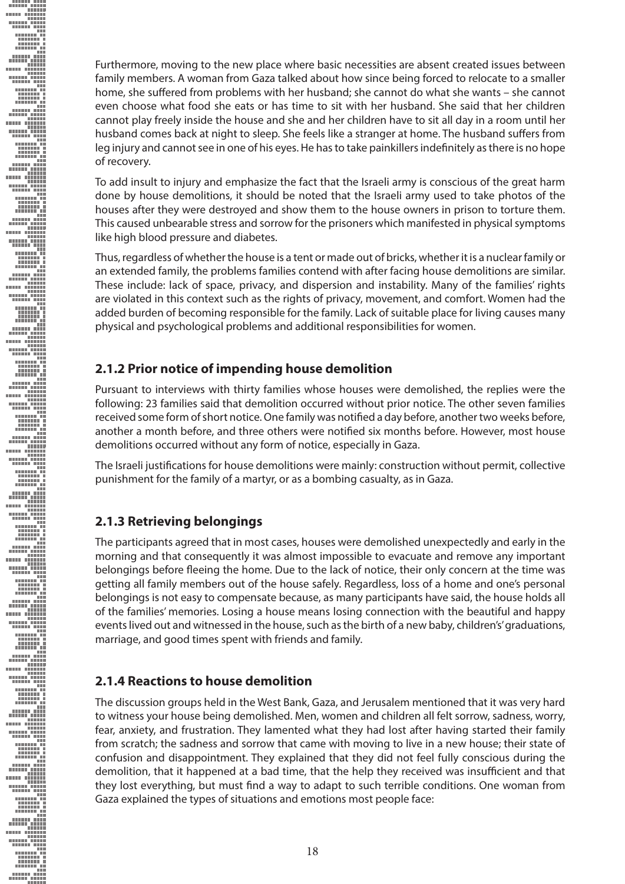Furthermore, moving to the new place where basic necessities are absent created issues between family members. A woman from Gaza talked about how since being forced to relocate to a smaller home, she suffered from problems with her husband; she cannot do what she wants – she cannot even choose what food she eats or has time to sit with her husband. She said that her children cannot play freely inside the house and she and her children have to sit all day in a room until her husband comes back at night to sleep. She feels like a stranger at home. The husband suffers from leg injury and cannot see in one of his eyes. He has to take painkillers indefinitely as there is no hope of recovery.

To add insult to injury and emphasize the fact that the Israeli army is conscious of the great harm done by house demolitions, it should be noted that the Israeli army used to take photos of the houses after they were destroyed and show them to the house owners in prison to torture them. This caused unbearable stress and sorrow for the prisoners which manifested in physical symptoms like high blood pressure and diabetes.

Thus, regardless of whether the house is a tent or made out of bricks, whether it is a nuclear family or an extended family, the problems families contend with after facing house demolitions are similar. These include: lack of space, privacy, and dispersion and instability. Many of the families' rights are violated in this context such as the rights of privacy, movement, and comfort. Women had the added burden of becoming responsible for the family. Lack of suitable place for living causes many physical and psychological problems and additional responsibilities for women.

### 2.1.2 Prior notice of impending house demolition

Pursuant to interviews with thirty families whose houses were demolished, the replies were the following: 23 families said that demolition occurred without prior notice. The other seven families received some form of short notice. One family was notified a day before, another two weeks before, another a month before, and three others were notified six months before. However, most house demolitions occurred without any form of notice, especially in Gaza.

The Israeli justifications for house demolitions were mainly: construction without permit, collective punishment for the family of a martyr, or as a bombing casualty, as in Gaza.

### 2.1.3 Retrieving belongings

The participants agreed that in most cases, houses were demolished unexpectedly and early in the morning and that consequently it was almost impossible to evacuate and remove any important belongings before fleeing the home. Due to the lack of notice, their only concern at the time was getting all family members out of the house safely. Regardless, loss of a home and one's personal belongings is not easy to compensate because, as many participants have said, the house holds all of the families' memories. Losing a house means losing connection with the beautiful and happy events lived out and witnessed in the house, such as the birth of a new baby, children's' graduations, marriage, and good times spent with friends and family.

### 2.1.4 Reactions to house demolition

The discussion groups held in the West Bank, Gaza, and Jerusalem mentioned that it was very hard to witness your house being demolished. Men, women and children all felt sorrow, sadness, worry, fear, anxiety, and frustration. They lamented what they had lost after having started their family from scratch; the sadness and sorrow that came with moving to live in a new house; their state of confusion and disappointment. They explained that they did not feel fully conscious during the demolition, that it happened at a bad time, that the help they received was insufficient and that they lost everything, but must find a way to adapt to such terrible conditions. One woman from Gaza explained the types of situations and emotions most people face: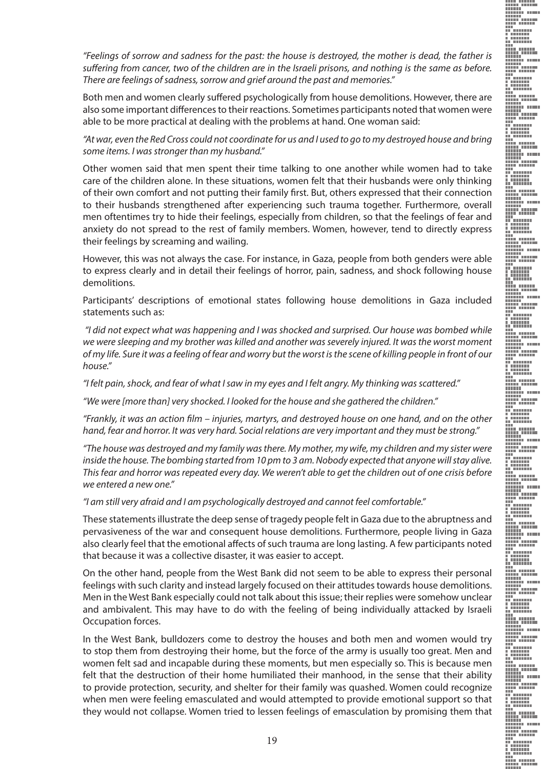*"Feelings of sorrow and sadness for the past: the house is destroyed, the mother is dead, the father is suffering from cancer, two of the children are in the Israeli prisons, and nothing is the same as before. There are feelings of sadness, sorrow and grief around the past and memories."*

Both men and women clearly suffered psychologically from house demolitions. However, there are also some important differences to their reactions. Sometimes participants noted that women were able to be more practical at dealing with the problems at hand. One woman said:

*"At war, even the Red Cross could not coordinate for us and I used to go to my destroyed house and bring some items. I was stronger than my husband."*

Other women said that men spent their time talking to one another while women had to take care of the children alone. In these situations, women felt that their husbands were only thinking of their own comfort and not putting their family first. But, others expressed that their connection to their husbands strengthened after experiencing such trauma together. Furthermore, overall men oftentimes try to hide their feelings, especially from children, so that the feelings of fear and anxiety do not spread to the rest of family members. Women, however, tend to directly express their feelings by screaming and wailing.

However, this was not always the case. For instance, in Gaza, people from both genders were able to express clearly and in detail their feelings of horror, pain, sadness, and shock following house demolitions.

Participants' descriptions of emotional states following house demolitions in Gaza included statements such as:

*"I did not expect what was happening and I was shocked and surprised. Our house was bombed while we were sleeping and my brother was killed and another was severely injured. It was the worst moment of my life. Sure it was a feeling of fear and worry but the worst is the scene of killing people in front of our house."*

*"I felt pain, shock, and fear of what I saw in my eyes and I felt angry. My thinking was scattered."*

*"We were [more than] very shocked. I looked for the house and she gathered the children."*

*"Frankly, it was an action film – injuries, martyrs, and destroyed house on one hand, and on the other hand, fear and horror. It was very hard. Social relations are very important and they must be strong."*

*"The house was destroyed and my family was there. My mother, my wife, my children and my sister were inside the house. The bombing started from 10 pm to 3 am. Nobody expected that anyone will stay alive. This fear and horror was repeated every day. We weren't able to get the children out of one crisis before we entered a new one."*

*"I am still very afraid and I am psychologically destroyed and cannot feel comfortable."*

These statements illustrate the deep sense of tragedy people felt in Gaza due to the abruptness and pervasiveness of the war and consequent house demolitions. Furthermore, people living in Gaza also clearly feel that the emotional affects of such trauma are long lasting. A few participants noted that because it was a collective disaster, it was easier to accept.

On the other hand, people from the West Bank did not seem to be able to express their personal feelings with such clarity and instead largely focused on their attitudes towards house demolitions. Men in the West Bank especially could not talk about this issue; their replies were somehow unclear and ambivalent. This may have to do with the feeling of being individually attacked by Israeli Occupation forces.

In the West Bank, bulldozers come to destroy the houses and both men and women would try to stop them from destroying their home, but the force of the army is usually too great. Men and women felt sad and incapable during these moments, but men especially so. This is because men felt that the destruction of their home humiliated their manhood, in the sense that their ability to provide protection, security, and shelter for their family was quashed. Women could recognize when men were feeling emasculated and would attempted to provide emotional support so that they would not collapse. Women tried to lessen feelings of emasculation by promising them that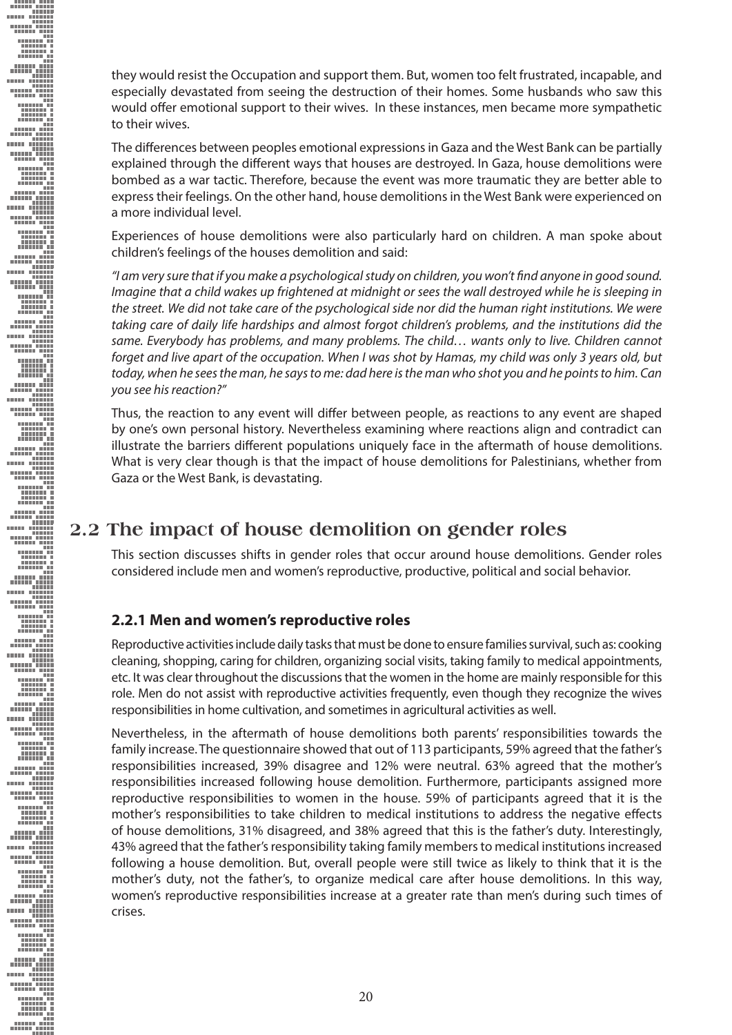they would resist the Occupation and support them. But, women too felt frustrated, incapable, and especially devastated from seeing the destruction of their homes. Some husbands who saw this would offer emotional support to their wives. In these instances, men became more sympathetic to their wives.

The differences between peoples emotional expressions in Gaza and the West Bank can be partially explained through the different ways that houses are destroyed. In Gaza, house demolitions were bombed as a war tactic. Therefore, because the event was more traumatic they are better able to express their feelings. On the other hand, house demolitions in the West Bank were experienced on a more individual level.

Experiences of house demolitions were also particularly hard on children. A man spoke about children's feelings of the houses demolition and said:

*"I am very sure that if you make a psychological study on children, you won't find anyone in good sound. Imagine that a child wakes up frightened at midnight or sees the wall destroyed while he is sleeping in the street. We did not take care of the psychological side nor did the human right institutions. We were taking care of daily life hardships and almost forgot children's problems, and the institutions did the same. Everybody has problems, and many problems. The child… wants only to live. Children cannot forget and live apart of the occupation. When I was shot by Hamas, my child was only 3 years old, but today, when he sees the man, he says to me: dad here is the man who shot you and he points to him. Can you see his reaction?"*

Thus, the reaction to any event will differ between people, as reactions to any event are shaped by one's own personal history. Nevertheless examining where reactions align and contradict can illustrate the barriers different populations uniquely face in the aftermath of house demolitions. What is very clear though is that the impact of house demolitions for Palestinians, whether from Gaza or the West Bank, is devastating.

## 2.2 The impact of house demolition on gender roles

This section discusses shifts in gender roles that occur around house demolitions. Gender roles considered include men and women's reproductive, productive, political and social behavior.

### 2.2.1 Men and women's reproductive roles

Reproductive activities include daily tasks that must be done to ensure families survival, such as: cooking cleaning, shopping, caring for children, organizing social visits, taking family to medical appointments, etc. It was clear throughout the discussions that the women in the home are mainly responsible for this role. Men do not assist with reproductive activities frequently, even though they recognize the wives responsibilities in home cultivation, and sometimes in agricultural activities as well.

Nevertheless, in the aftermath of house demolitions both parents' responsibilities towards the family increase. The questionnaire showed that out of 113 participants, 59% agreed that the father's responsibilities increased, 39% disagree and 12% were neutral. 63% agreed that the mother's responsibilities increased following house demolition. Furthermore, participants assigned more reproductive responsibilities to women in the house. 59% of participants agreed that it is the mother's responsibilities to take children to medical institutions to address the negative effects of house demolitions, 31% disagreed, and 38% agreed that this is the father's duty. Interestingly, 43% agreed that the father's responsibility taking family members to medical institutions increased following a house demolition. But, overall people were still twice as likely to think that it is the mother's duty, not the father's, to organize medical care after house demolitions. In this way, women's reproductive responsibilities increase at a greater rate than men's during such times of crises.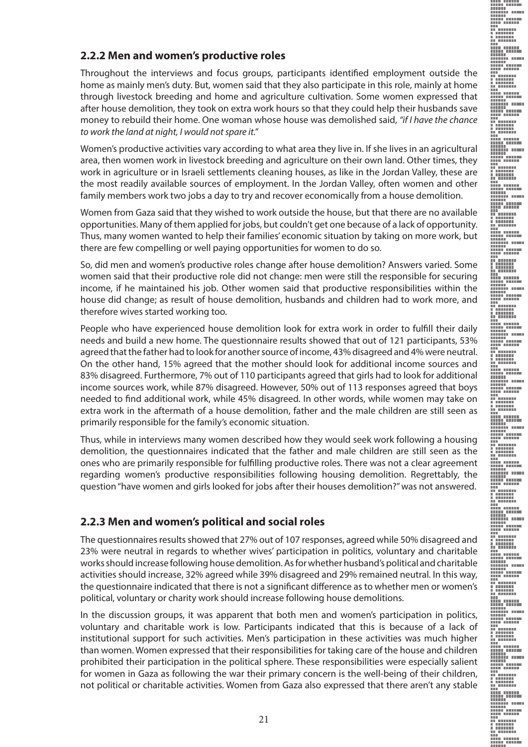### 2.2.2 Men and women's productive roles

Throughout the interviews and focus groups, participants identified employment outside the home as mainly men's duty. But, women said that they also participate in this role, mainly at home through livestock breeding and home and agriculture cultivation. Some women expressed that after house demolition, they took on extra work hours so that they could help their husbands save money to rebuild their home. One woman whose house was demolished said, *"if I have the chance to work the land at night, I would not spare it."*

Women's productive activities vary according to what area they live in. If she lives in an agricultural area, then women work in livestock breeding and agriculture on their own land. Other times, they work in agriculture or in Israeli settlements cleaning houses, as like in the Jordan Valley, these are the most readily available sources of employment. In the Jordan Valley, often women and other family members work two jobs a day to try and recover economically from a house demolition.

Women from Gaza said that they wished to work outside the house, but that there are no available opportunities. Many of them applied for jobs, but couldn't get one because of a lack of opportunity. Thus, many women wanted to help their families' economic situation by taking on more work, but there are few compelling or well paying opportunities for women to do so.

So, did men and women's productive roles change after house demolition? Answers varied. Some women said that their productive role did not change: men were still the responsible for securing income, if he maintained his job. Other women said that productive responsibilities within the house did change; as result of house demolition, husbands and children had to work more, and therefore wives started working too.

People who have experienced house demolition look for extra work in order to fulfill their daily needs and build a new home. The questionnaire results showed that out of 121 participants, 53% agreed that the father had to look for another source of income, 43% disagreed and 4% were neutral. On the other hand, 15% agreed that the mother should look for additional income sources and 83% disagreed. Furthermore, 7% out of 110 participants agreed that girls had to look for additional income sources work, while 87% disagreed. However, 50% out of 113 responses agreed that boys needed to find additional work, while 45% disagreed. In other words, while women may take on extra work in the aftermath of a house demolition, father and the male children are still seen as primarily responsible for the family's economic situation.

Thus, while in interviews many women described how they would seek work following a housing demolition, the questionnaires indicated that the father and male children are still seen as the ones who are primarily responsible for fulfilling productive roles. There was not a clear agreement regarding women's productive responsibilities following housing demolition. Regrettably, the question "have women and girls looked for jobs after their houses demolition?" was not answered.

### 2.2.3 Men and women's political and social roles

The questionnaires results showed that 27% out of 107 responses, agreed while 50% disagreed and 23% were neutral in regards to whether wives' participation in politics, voluntary and charitable works should increase following house demolition. As for whether husband's political and charitable activities should increase, 32% agreed while 39% disagreed and 29% remained neutral. In this way, the questionnaire indicated that there is not a significant difference as to whether men or women's political, voluntary or charity work should increase following house demolitions.

In the discussion groups, it was apparent that both men and women's participation in politics, voluntary and charitable work is low. Participants indicated that this is because of a lack of institutional support for such activities. Men's participation in these activities was much higher than women. Women expressed that their responsibilities for taking care of the house and children prohibited their participation in the political sphere. These responsibilities were especially salient for women in Gaza as following the war their primary concern is the well-being of their children, not political or charitable activities. Women from Gaza also expressed that there aren't any stable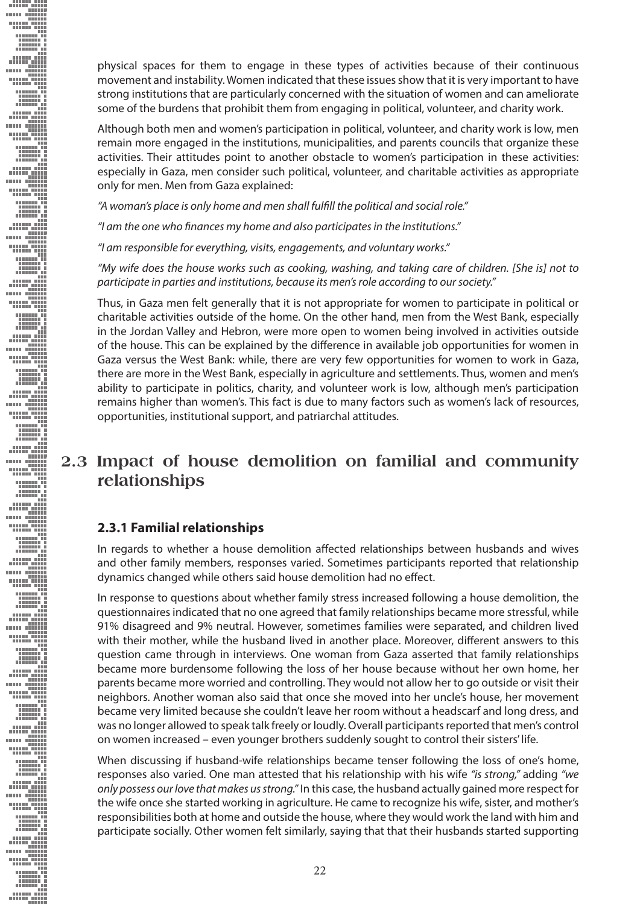physical spaces for them to engage in these types of activities because of their continuous movement and instability. Women indicated that these issues show that it is very important to have strong institutions that are particularly concerned with the situation of women and can ameliorate some of the burdens that prohibit them from engaging in political, volunteer, and charity work.

Although both men and women's participation in political, volunteer, and charity work is low, men remain more engaged in the institutions, municipalities, and parents councils that organize these activities. Their attitudes point to another obstacle to women's participation in these activities: especially in Gaza, men consider such political, volunteer, and charitable activities as appropriate only for men. Men from Gaza explained:

*"A woman's place is only home and men shall fulfill the political and social role."*

*"I am the one who finances my home and also participates in the institutions."*

*"I am responsible for everything, visits, engagements, and voluntary works."*

*"My wife does the house works such as cooking, washing, and taking care of children. [She is] not to participate in parties and institutions, because its men's role according to our society."*

Thus, in Gaza men felt generally that it is not appropriate for women to participate in political or charitable activities outside of the home. On the other hand, men from the West Bank, especially in the Jordan Valley and Hebron, were more open to women being involved in activities outside of the house. This can be explained by the difference in available job opportunities for women in Gaza versus the West Bank: while, there are very few opportunities for women to work in Gaza, there are more in the West Bank, especially in agriculture and settlements. Thus, women and men's ability to participate in politics, charity, and volunteer work is low, although men's participation remains higher than women's. This fact is due to many factors such as women's lack of resources, opportunities, institutional support, and patriarchal attitudes.

## 2.3 Impact of house demolition on familial and community relationships

### 2.3.1 Familial relationships

In regards to whether a house demolition affected relationships between husbands and wives and other family members, responses varied. Sometimes participants reported that relationship dynamics changed while others said house demolition had no effect.

In response to questions about whether family stress increased following a house demolition, the questionnaires indicated that no one agreed that family relationships became more stressful, while 91% disagreed and 9% neutral. However, sometimes families were separated, and children lived with their mother, while the husband lived in another place. Moreover, different answers to this question came through in interviews. One woman from Gaza asserted that family relationships became more burdensome following the loss of her house because without her own home, her parents became more worried and controlling. They would not allow her to go outside or visit their neighbors. Another woman also said that once she moved into her uncle's house, her movement became very limited because she couldn't leave her room without a headscarf and long dress, and was no longer allowed to speak talk freely or loudly. Overall participants reported that men's control on women increased – even younger brothers suddenly sought to control their sisters' life.

When discussing if husband-wife relationships became tenser following the loss of one's home, responses also varied. One man attested that his relationship with his wife *"is strong,"* adding *"we only possess our love that makes us strong."* In this case, the husband actually gained more respect for the wife once she started working in agriculture. He came to recognize his wife, sister, and mother's responsibilities both at home and outside the house, where they would work the land with him and participate socially. Other women felt similarly, saying that that their husbands started supporting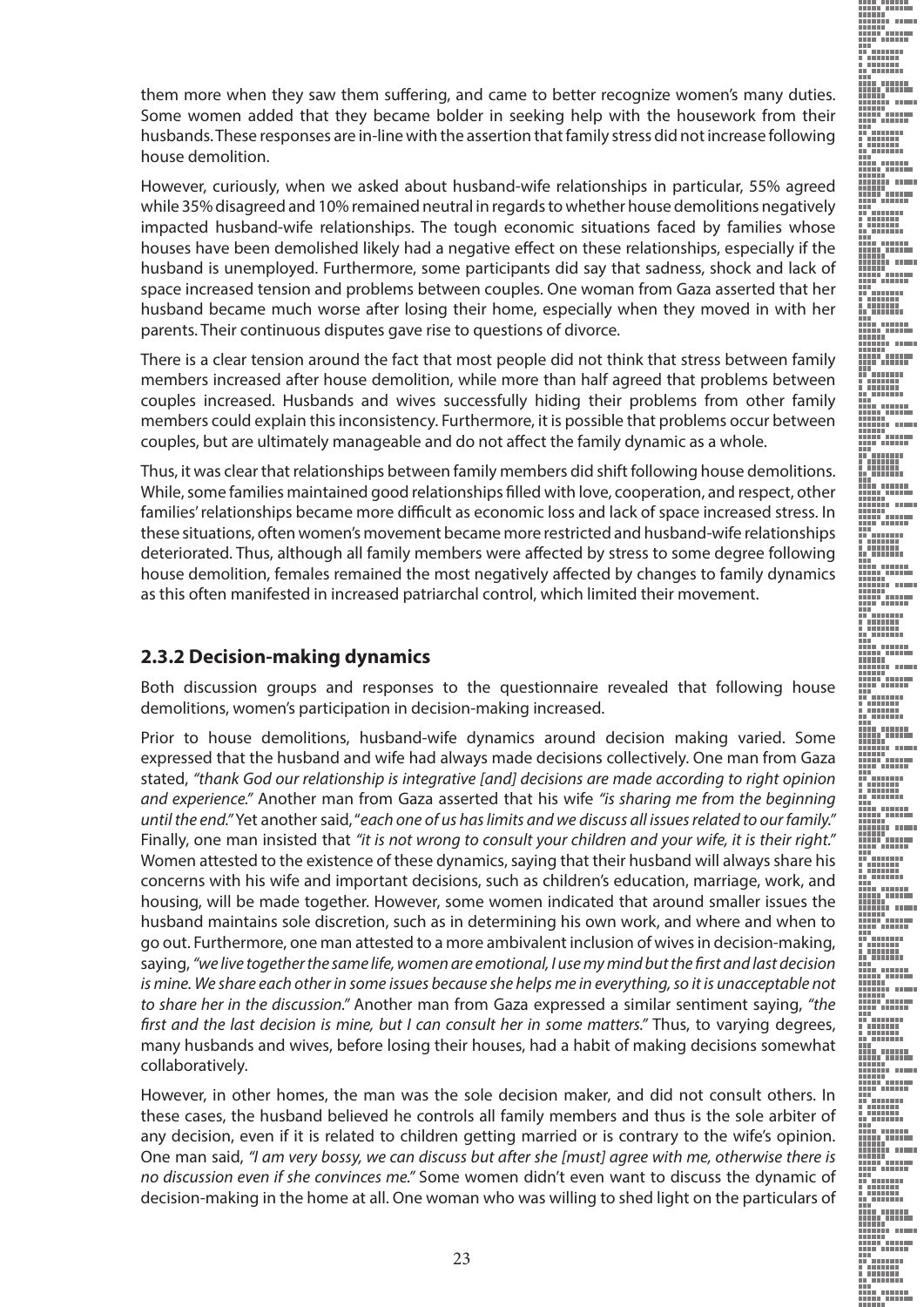them more when they saw them suffering, and came to better recognize women's many duties. Some women added that they became bolder in seeking help with the housework from their husbands. These responses are in-line with the assertion that family stress did not increase following house demolition.

However, curiously, when we asked about husband-wife relationships in particular, 55% agreed while 35% disagreed and 10% remained neutral in regards to whether house demolitions negatively impacted husband-wife relationships. The tough economic situations faced by families whose houses have been demolished likely had a negative effect on these relationships, especially if the husband is unemployed. Furthermore, some participants did say that sadness, shock and lack of space increased tension and problems between couples. One woman from Gaza asserted that her husband became much worse after losing their home, especially when they moved in with her parents. Their continuous disputes gave rise to questions of divorce.

There is a clear tension around the fact that most people did not think that stress between family members increased after house demolition, while more than half agreed that problems between couples increased. Husbands and wives successfully hiding their problems from other family members could explain this inconsistency. Furthermore, it is possible that problems occur between couples, but are ultimately manageable and do not affect the family dynamic as a whole.

Thus, it was clear that relationships between family members did shift following house demolitions. While, some families maintained good relationships filled with love, cooperation, and respect, other families' relationships became more difficult as economic loss and lack of space increased stress. In these situations, often women's movement became more restricted and husband-wife relationships deteriorated. Thus, although all family members were affected by stress to some degree following house demolition, females remained the most negatively affected by changes to family dynamics as this often manifested in increased patriarchal control, which limited their movement.

### 2.3.2 Decision-making dynamics

Both discussion groups and responses to the questionnaire revealed that following house demolitions, women's participation in decision-making increased.

Prior to house demolitions, husband-wife dynamics around decision making varied. Some expressed that the husband and wife had always made decisions collectively. One man from Gaza stated, *"thank God our relationship is integrative [and] decisions are made according to right opinion and experience."* Another man from Gaza asserted that his wife *"is sharing me from the beginning until the end."* Yet another said, "*each one of us has limits and we discuss all issues related to our family.*" Finally, one man insisted that *"it is not wrong to consult your children and your wife, it is their right."* Women attested to the existence of these dynamics, saying that their husband will always share his concerns with his wife and important decisions, such as children's education, marriage, work, and housing, will be made together. However, some women indicated that around smaller issues the husband maintains sole discretion, such as in determining his own work, and where and when to go out. Furthermore, one man attested to a more ambivalent inclusion of wives in decision-making, saying, *"we live together the same life, women are emotional, I use my mind but the first and last decision is mine. We share each other in some issues because she helps me in everything, so it is unacceptable not to share her in the discussion."* Another man from Gaza expressed a similar sentiment saying, *"the first and the last decision is mine, but I can consult her in some matters."* Thus, to varying degrees, many husbands and wives, before losing their houses, had a habit of making decisions somewhat collaboratively.

However, in other homes, the man was the sole decision maker, and did not consult others. In these cases, the husband believed he controls all family members and thus is the sole arbiter of any decision, even if it is related to children getting married or is contrary to the wife's opinion. One man said, *"I am very bossy, we can discuss but after she [must] agree with me, otherwise there is no discussion even if she convinces me."* Some women didn't even want to discuss the dynamic of decision-making in the home at all. One woman who was willing to shed light on the particulars of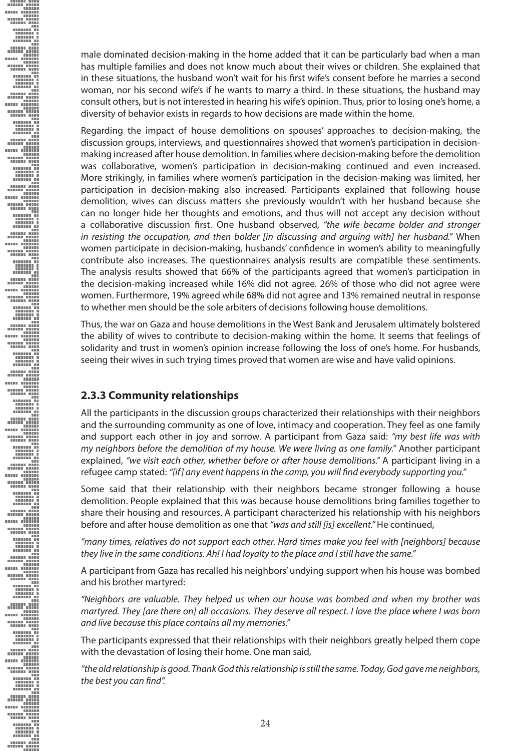male dominated decision-making in the home added that it can be particularly bad when a man has multiple families and does not know much about their wives or children. She explained that in these situations, the husband won't wait for his first wife's consent before he marries a second woman, nor his second wife's if he wants to marry a third. In these situations, the husband may consult others, but is not interested in hearing his wife's opinion. Thus, prior to losing one's home, a diversity of behavior exists in regards to how decisions are made within the home.

Regarding the impact of house demolitions on spouses' approaches to decision-making, the discussion groups, interviews, and questionnaires showed that women's participation in decision-making increased after house demolition. In families where decision-making before the demolition was collaborative, women's participation in decision-making continued and even increased. More strikingly, in families where women's participation in the decision-making was limited, her participation in decision-making also increased. Participants explained that following house demolition, wives can discuss matters she previously wouldn't with her husband because she can no longer hide her thoughts and emotions, and thus will not accept any decision without a collaborative discussion first. One husband observed, *"the wife became bolder and stronger in resisting the occupation, and then bolder [in discussing and arguing with] her husband."* When women participate in decision-making, husbands' confidence in women's ability to meaningfully contribute also increases. The questionnaires analysis results are compatible these sentiments. The analysis results showed that 66% of the participants agreed that women's participation in the decision-making increased while 16% did not agree. 26% of those who did not agree were women. Furthermore, 19% agreed while 68% did not agree and 13% remained neutral in response to whether men should be the sole arbiters of decisions following house demolitions.

Thus, the war on Gaza and house demolitions in the West Bank and Jerusalem ultimately bolstered the ability of wives to contribute to decision-making within the home. It seems that feelings of solidarity and trust in women's opinion increase following the loss of one's home. For husbands, seeing their wives in such trying times proved that women are wise and have valid opinions.

### 2.3.3 Community relationships

All the participants in the discussion groups characterized their relationships with their neighbors and the surrounding community as one of love, intimacy and cooperation. They feel as one family and support each other in joy and sorrow. A participant from Gaza said: *"my best life was with my neighbors before the demolition of my house. We were living as one family."* Another participant explained, *"we visit each other, whether before or after house demolitions."* A participant living in a refugee camp stated: *"[if] any event happens in the camp, you will find everybody supporting you."*

Some said that their relationship with their neighbors became stronger following a house demolition. People explained that this was because house demolitions bring families together to share their housing and resources. A participant characterized his relationship with his neighbors before and after house demolition as one that *"was and still [is] excellent."* He continued,

*"many times, relatives do not support each other. Hard times make you feel with [neighbors] because they live in the same conditions. Ah! I had loyalty to the place and I still have the same."*

A participant from Gaza has recalled his neighbors' undying support when his house was bombed and his brother martyred:

*"Neighbors are valuable. They helped us when our house was bombed and when my brother was martyred. They [are there on] all occasions. They deserve all respect. I love the place where I was born and live because this place contains all my memories."*

The participants expressed that their relationships with their neighbors greatly helped them cope with the devastation of losing their home. One man said,

*"the old relationship is good. Thank God this relationship is still the same. Today, God gave me neighbors, the best you can find".*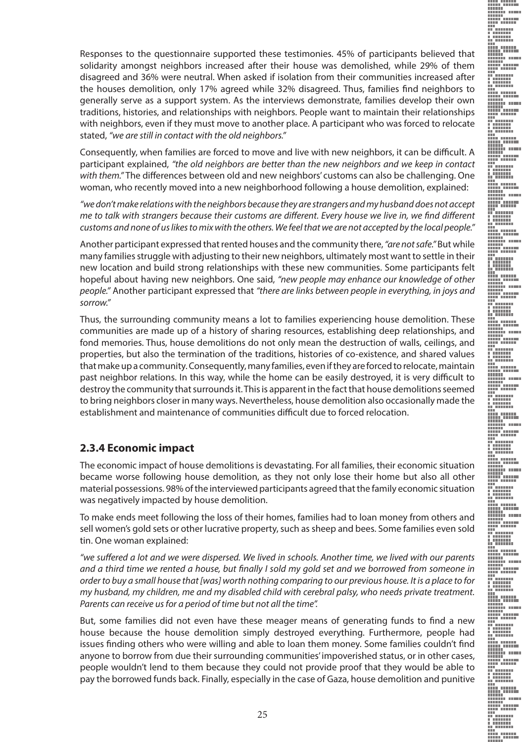Responses to the questionnaire supported these testimonies. 45% of participants believed that solidarity amongst neighbors increased after their house was demolished, while 29% of them disagreed and 36% were neutral. When asked if isolation from their communities increased after the houses demolition, only 17% agreed while 32% disagreed. Thus, families find neighbors to generally serve as a support system. As the interviews demonstrate, families develop their own traditions, histories, and relationships with neighbors. People want to maintain their relationships with neighbors, even if they must move to another place. A participant who was forced to relocate stated, *"we are still in contact with the old neighbors."*

Consequently, when families are forced to move and live with new neighbors, it can be difficult. A participant explained, *"the old neighbors are better than the new neighbors and we keep in contact with them."* The differences between old and new neighbors' customs can also be challenging. One woman, who recently moved into a new neighborhood following a house demolition, explained:

*"we don't make relations with the neighbors because they are strangers and my husband does not accept me to talk with strangers because their customs are different. Every house we live in, we find different customs and none of us likes to mix with the others. We feel that we are not accepted by the local people."*

Another participant expressed that rented houses and the community there, *"are not safe."* But while many families struggle with adjusting to their new neighbors, ultimately most want to settle in their new location and build strong relationships with these new communities. Some participants felt hopeful about having new neighbors. One said, *"new people may enhance our knowledge of other people."* Another participant expressed that *"there are links between people in everything, in joys and sorrow."*

Thus, the surrounding community means a lot to families experiencing house demolition. These communities are made up of a history of sharing resources, establishing deep relationships, and fond memories. Thus, house demolitions do not only mean the destruction of walls, ceilings, and properties, but also the termination of the traditions, histories of co-existence, and shared values that make up a community. Consequently, many families, even if they are forced to relocate, maintain past neighbor relations. In this way, while the home can be easily destroyed, it is very difficult to destroy the community that surrounds it. This is apparent in the fact that house demolitions seemed to bring neighbors closer in many ways. Nevertheless, house demolition also occasionally made the establishment and maintenance of communities difficult due to forced relocation.

### 2.3.4 Economic impact

The economic impact of house demolitions is devastating. For all families, their economic situation became worse following house demolition, as they not only lose their home but also all other material possessions. 98% of the interviewed participants agreed that the family economic situation was negatively impacted by house demolition.

To make ends meet following the loss of their homes, families had to loan money from others and sell women's gold sets or other lucrative property, such as sheep and bees. Some families even sold tin. One woman explained:

*"we suffered a lot and we were dispersed. We lived in schools. Another time, we lived with our parents and a third time we rented a house, but finally I sold my gold set and we borrowed from someone in order to buy a small house that [was] worth nothing comparing to our previous house. It is a place to for my husband, my children, me and my disabled child with cerebral palsy, who needs private treatment. Parents can receive us for a period of time but not all the time".*

But, some families did not even have these meager means of generating funds to find a new house because the house demolition simply destroyed everything. Furthermore, people had issues finding others who were willing and able to loan them money. Some families couldn't find anyone to borrow from due their surrounding communities' impoverished status, or in other cases, people wouldn't lend to them because they could not provide proof that they would be able to pay the borrowed funds back. Finally, especially in the case of Gaza, house demolition and punitive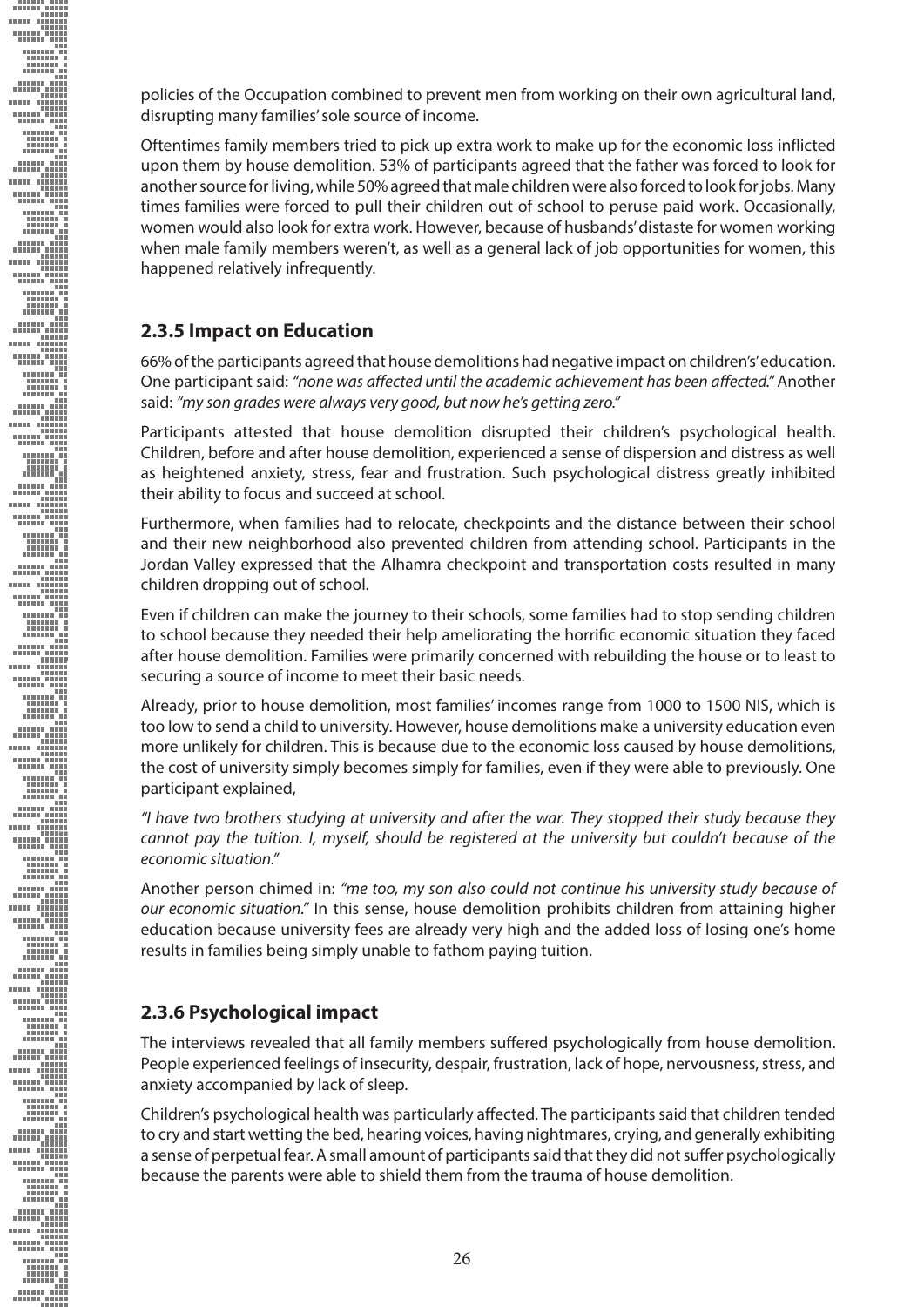policies of the Occupation combined to prevent men from working on their own agricultural land, disrupting many families' sole source of income.

Oftentimes family members tried to pick up extra work to make up for the economic loss inflicted upon them by house demolition. 53% of participants agreed that the father was forced to look for another source for living, while 50% agreed that male children were also forced to look for jobs. Many times families were forced to pull their children out of school to peruse paid work. Occasionally, women would also look for extra work. However, because of husbands' distaste for women working when male family members weren't, as well as a general lack of job opportunities for women, this happened relatively infrequently.

### 2.3.5 Impact on Education

66% of the participants agreed that house demolitions had negative impact on children's' education. One participant said: *"none was affected until the academic achievement has been affected."* Another said: *"my son grades were always very good, but now he's getting zero."*

Participants attested that house demolition disrupted their children's psychological health. Children, before and after house demolition, experienced a sense of dispersion and distress as well as heightened anxiety, stress, fear and frustration. Such psychological distress greatly inhibited their ability to focus and succeed at school.

Furthermore, when families had to relocate, checkpoints and the distance between their school and their new neighborhood also prevented children from attending school. Participants in the Jordan Valley expressed that the Alhamra checkpoint and transportation costs resulted in many children dropping out of school.

Even if children can make the journey to their schools, some families had to stop sending children to school because they needed their help ameliorating the horrific economic situation they faced after house demolition. Families were primarily concerned with rebuilding the house or to least to securing a source of income to meet their basic needs.

Already, prior to house demolition, most families' incomes range from 1000 to 1500 NIS, which is too low to send a child to university. However, house demolitions make a university education even more unlikely for children. This is because due to the economic loss caused by house demolitions, the cost of university simply becomes simply for families, even if they were able to previously. One participant explained,

*"I have two brothers studying at university and after the war. They stopped their study because they cannot pay the tuition. I, myself, should be registered at the university but couldn't because of the economic situation."*

Another person chimed in: *"me too, my son also could not continue his university study because of our economic situation."* In this sense, house demolition prohibits children from attaining higher education because university fees are already very high and the added loss of losing one's home results in families being simply unable to fathom paying tuition.

### 2.3.6 Psychological impact

The interviews revealed that all family members suffered psychologically from house demolition. People experienced feelings of insecurity, despair, frustration, lack of hope, nervousness, stress, and anxiety accompanied by lack of sleep.

Children's psychological health was particularly affected. The participants said that children tended to cry and start wetting the bed, hearing voices, having nightmares, crying, and generally exhibiting a sense of perpetual fear. A small amount of participants said that they did not suffer psychologically because the parents were able to shield them from the trauma of house demolition.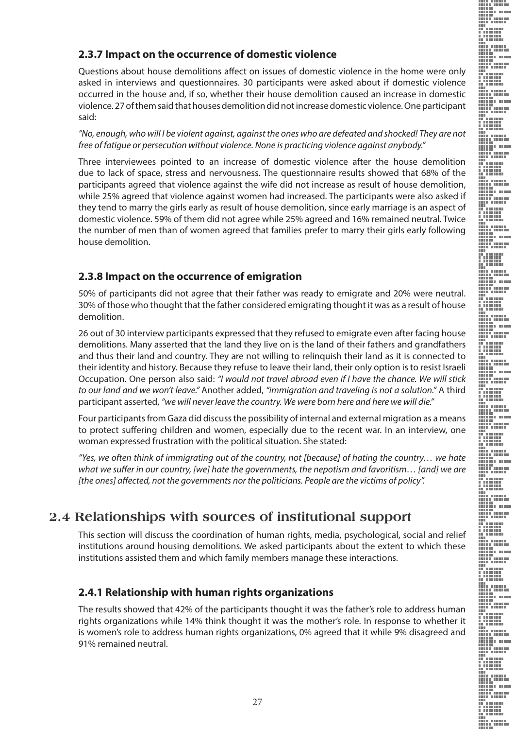### 2.3.7 Impact on the occurrence of domestic violence

Questions about house demolitions affect on issues of domestic violence in the home were only asked in interviews and questionnaires. 30 participants were asked about if domestic violence occurred in the house and, if so, whether their house demolition caused an increase in domestic violence. 27 of them said that houses demolition did not increase domestic violence. One participant said:

*"No, enough, who will I be violent against, against the ones who are defeated and shocked! They are not free of fatigue or persecution without violence. None is practicing violence against anybody."*

Three interviewees pointed to an increase of domestic violence after the house demolition due to lack of space, stress and nervousness. The questionnaire results showed that 68% of the participants agreed that violence against the wife did not increase as result of house demolition, while 25% agreed that violence against women had increased. The participants were also asked if they tend to marry the girls early as result of house demolition, since early marriage is an aspect of domestic violence. 59% of them did not agree while 25% agreed and 16% remained neutral. Twice the number of men than of women agreed that families prefer to marry their girls early following house demolition.

### 2.3.8 Impact on the occurrence of emigration

50% of participants did not agree that their father was ready to emigrate and 20% were neutral. 30% of those who thought that the father considered emigrating thought it was as a result of house demolition.

26 out of 30 interview participants expressed that they refused to emigrate even after facing house demolitions. Many asserted that the land they live on is the land of their fathers and grandfathers and thus their land and country. They are not willing to relinquish their land as it is connected to their identity and history. Because they refuse to leave their land, their only option is to resist Israeli Occupation. One person also said: *"I would not travel abroad even if I have the chance. We will stick to our land and we won't leave."* Another added, *"immigration and traveling is not a solution."* A third participant asserted, *"we will never leave the country. We were born here and here we will die."*

Four participants from Gaza did discuss the possibility of internal and external migration as a means to protect suffering children and women, especially due to the recent war. In an interview, one woman expressed frustration with the political situation. She stated:

*"Yes, we often think of immigrating out of the country, not [because] of hating the country… we hate what we suffer in our country, [we] hate the governments, the nepotism and favoritism… [and] we are [the ones] affected, not the governments nor the politicians. People are the victims of policy".*

## 2.4 Relationships with sources of institutional support

This section will discuss the coordination of human rights, media, psychological, social and relief institutions around housing demolitions. We asked participants about the extent to which these institutions assisted them and which family members manage these interactions.

### 2.4.1 Relationship with human rights organizations

The results showed that 42% of the participants thought it was the father's role to address human rights organizations while 14% think thought it was the mother's role. In response to whether it is women's role to address human rights organizations, 0% agreed that it while 9% disagreed and 91% remained neutral.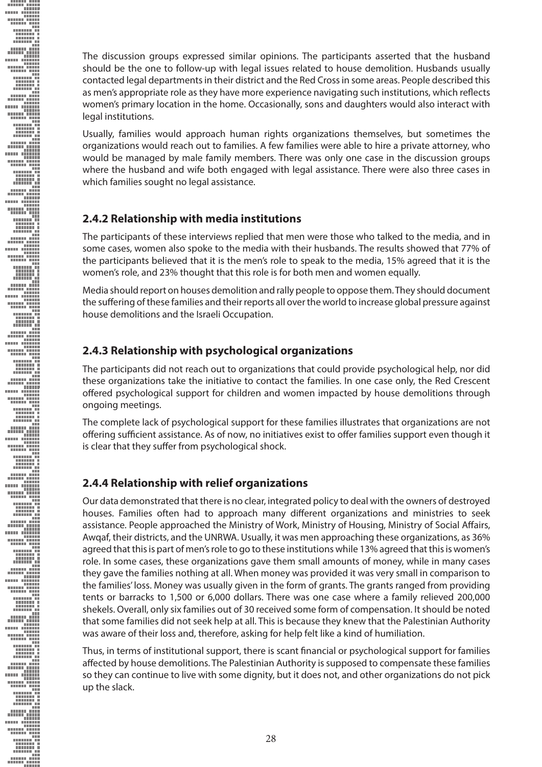The discussion groups expressed similar opinions. The participants asserted that the husband should be the one to follow-up with legal issues related to house demolition. Husbands usually contacted legal departments in their district and the Red Cross in some areas. People described this as men's appropriate role as they have more experience navigating such institutions, which reflects women's primary location in the home. Occasionally, sons and daughters would also interact with legal institutions.

Usually, families would approach human rights organizations themselves, but sometimes the organizations would reach out to families. A few families were able to hire a private attorney, who would be managed by male family members. There was only one case in the discussion groups where the husband and wife both engaged with legal assistance. There were also three cases in which families sought no legal assistance.

### 2.4.2 Relationship with media institutions

The participants of these interviews replied that men were those who talked to the media, and in some cases, women also spoke to the media with their husbands. The results showed that 77% of the participants believed that it is the men's role to speak to the media, 15% agreed that it is the women's role, and 23% thought that this role is for both men and women equally.

Media should report on houses demolition and rally people to oppose them. They should document the suffering of these families and their reports all over the world to increase global pressure against house demolitions and the Israeli Occupation.

### 2.4.3 Relationship with psychological organizations

The participants did not reach out to organizations that could provide psychological help, nor did these organizations take the initiative to contact the families. In one case only, the Red Crescent offered psychological support for children and women impacted by house demolitions through ongoing meetings.

The complete lack of psychological support for these families illustrates that organizations are not offering sufficient assistance. As of now, no initiatives exist to offer families support even though it is clear that they suffer from psychological shock.

### 2.4.4 Relationship with relief organizations

Our data demonstrated that there is no clear, integrated policy to deal with the owners of destroyed houses. Families often had to approach many different organizations and ministries to seek assistance. People approached the Ministry of Work, Ministry of Housing, Ministry of Social Affairs, Awqaf, their districts, and the UNRWA. Usually, it was men approaching these organizations, as 36% agreed that this is part of men's role to go to these institutions while 13% agreed that this is women's role. In some cases, these organizations gave them small amounts of money, while in many cases they gave the families nothing at all. When money was provided it was very small in comparison to the families' loss. Money was usually given in the form of grants. The grants ranged from providing tents or barracks to 1,500 or 6,000 dollars. There was one case where a family relieved 200,000 shekels. Overall, only six families out of 30 received some form of compensation. It should be noted that some families did not seek help at all. This is because they knew that the Palestinian Authority was aware of their loss and, therefore, asking for help felt like a kind of humiliation.

Thus, in terms of institutional support, there is scant financial or psychological support for families affected by house demolitions. The Palestinian Authority is supposed to compensate these families so they can continue to live with some dignity, but it does not, and other organizations do not pick up the slack.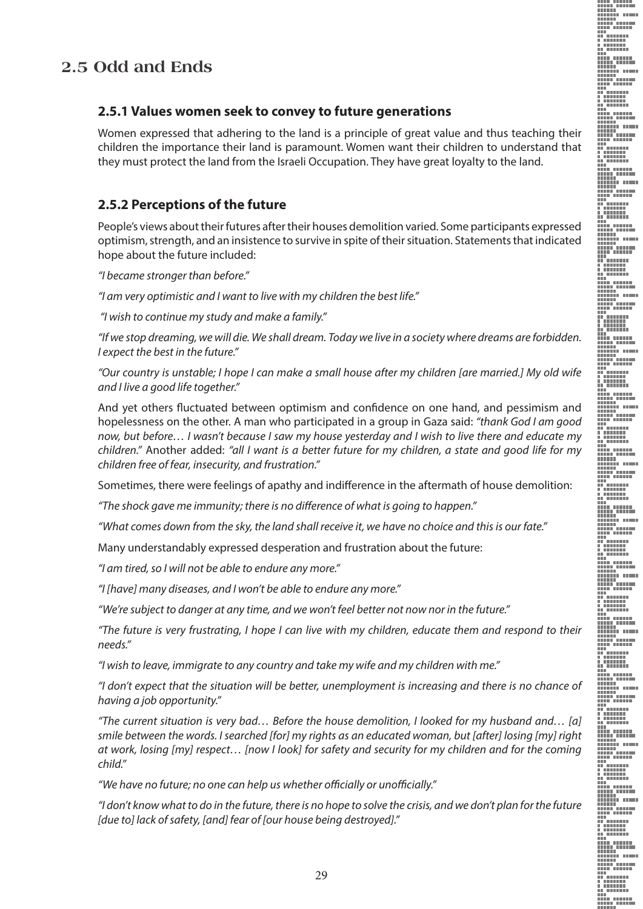## 2.5 Odd and Ends

### 2.5.1 Values women seek to convey to future generations

Women expressed that adhering to the land is a principle of great value and thus teaching their children the importance their land is paramount. Women want their children to understand that they must protect the land from the Israeli Occupation. They have great loyalty to the land.

### 2.5.2 Perceptions of the future

People's views about their futures after their houses demolition varied. Some participants expressed optimism, strength, and an insistence to survive in spite of their situation. Statements that indicated hope about the future included:

*"I became stronger than before."*

*"I am very optimistic and I want to live with my children the best life."*

*"I wish to continue my study and make a family."*

*"If we stop dreaming, we will die. We shall dream. Today we live in a society where dreams are forbidden. I expect the best in the future."*

*"Our country is unstable; I hope I can make a small house after my children [are married.] My old wife and I live a good life together."*

And yet others fluctuated between optimism and confidence on one hand, and pessimism and hopelessness on the other. A man who participated in a group in Gaza said: *"thank God I am good now, but before… I wasn't because I saw my house yesterday and I wish to live there and educate my children."* Another added: *"all I want is a better future for my children, a state and good life for my children free of fear, insecurity, and frustration."*

Sometimes, there were feelings of apathy and indifference in the aftermath of house demolition:

*"The shock gave me immunity; there is no difference of what is going to happen."*

*"What comes down from the sky, the land shall receive it, we have no choice and this is our fate."*

Many understandably expressed desperation and frustration about the future:

*"I am tired, so I will not be able to endure any more."*

*"I [have] many diseases, and I won't be able to endure any more."*

*"We're subject to danger at any time, and we won't feel better not now nor in the future."*

*"The future is very frustrating, I hope I can live with my children, educate them and respond to their needs."*

*"I wish to leave, immigrate to any country and take my wife and my children with me."*

*"I don't expect that the situation will be better, unemployment is increasing and there is no chance of having a job opportunity."*

*"The current situation is very bad… Before the house demolition, I looked for my husband and… [a] smile between the words. I searched [for] my rights as an educated woman, but [after] losing [my] right at work, losing [my] respect… [now I look] for safety and security for my children and for the coming child."*

*"We have no future; no one can help us whether officially or unofficially."*

*"I don't know what to do in the future, there is no hope to solve the crisis, and we don't plan for the future [due to] lack of safety, [and] fear of [our house being destroyed]."*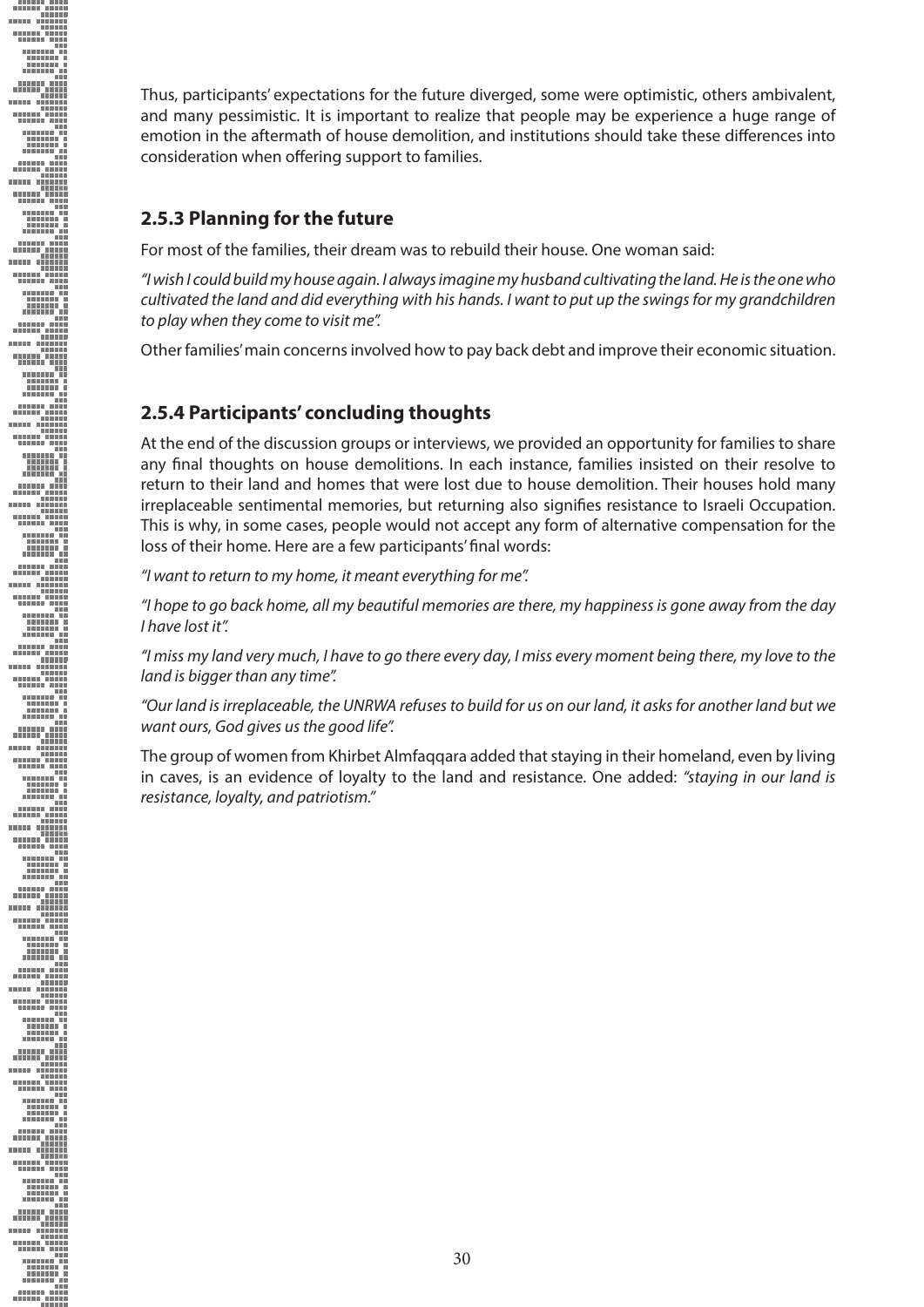Thus, participants' expectations for the future diverged, some were optimistic, others ambivalent, and many pessimistic. It is important to realize that people may be experience a huge range of emotion in the aftermath of house demolition, and institutions should take these differences into consideration when offering support to families.

### 2.5.3 Planning for the future

For most of the families, their dream was to rebuild their house. One woman said:

*"I wish I could build my house again. I always imagine my husband cultivating the land. He is the one who cultivated the land and did everything with his hands. I want to put up the swings for my grandchildren to play when they come to visit me".*

Other families' main concerns involved how to pay back debt and improve their economic situation.

### 2.5.4 Participants' concluding thoughts

At the end of the discussion groups or interviews, we provided an opportunity for families to share any final thoughts on house demolitions. In each instance, families insisted on their resolve to return to their land and homes that were lost due to house demolition. Their houses hold many irreplaceable sentimental memories, but returning also signifies resistance to Israeli Occupation. This is why, in some cases, people would not accept any form of alternative compensation for the loss of their home. Here are a few participants' final words:

*"I want to return to my home, it meant everything for me".*

*"I hope to go back home, all my beautiful memories are there, my happiness is gone away from the day I have lost it".*

*"I miss my land very much, I have to go there every day, I miss every moment being there, my love to the land is bigger than any time".*

*"Our land is irreplaceable, the UNRWA refuses to build for us on our land, it asks for another land but we want ours, God gives us the good life".*

The group of women from Khirbet Almfaqqara added that staying in their homeland, even by living in caves, is an evidence of loyalty to the land and resistance. One added: *"staying in our land is resistance, loyalty, and patriotism."*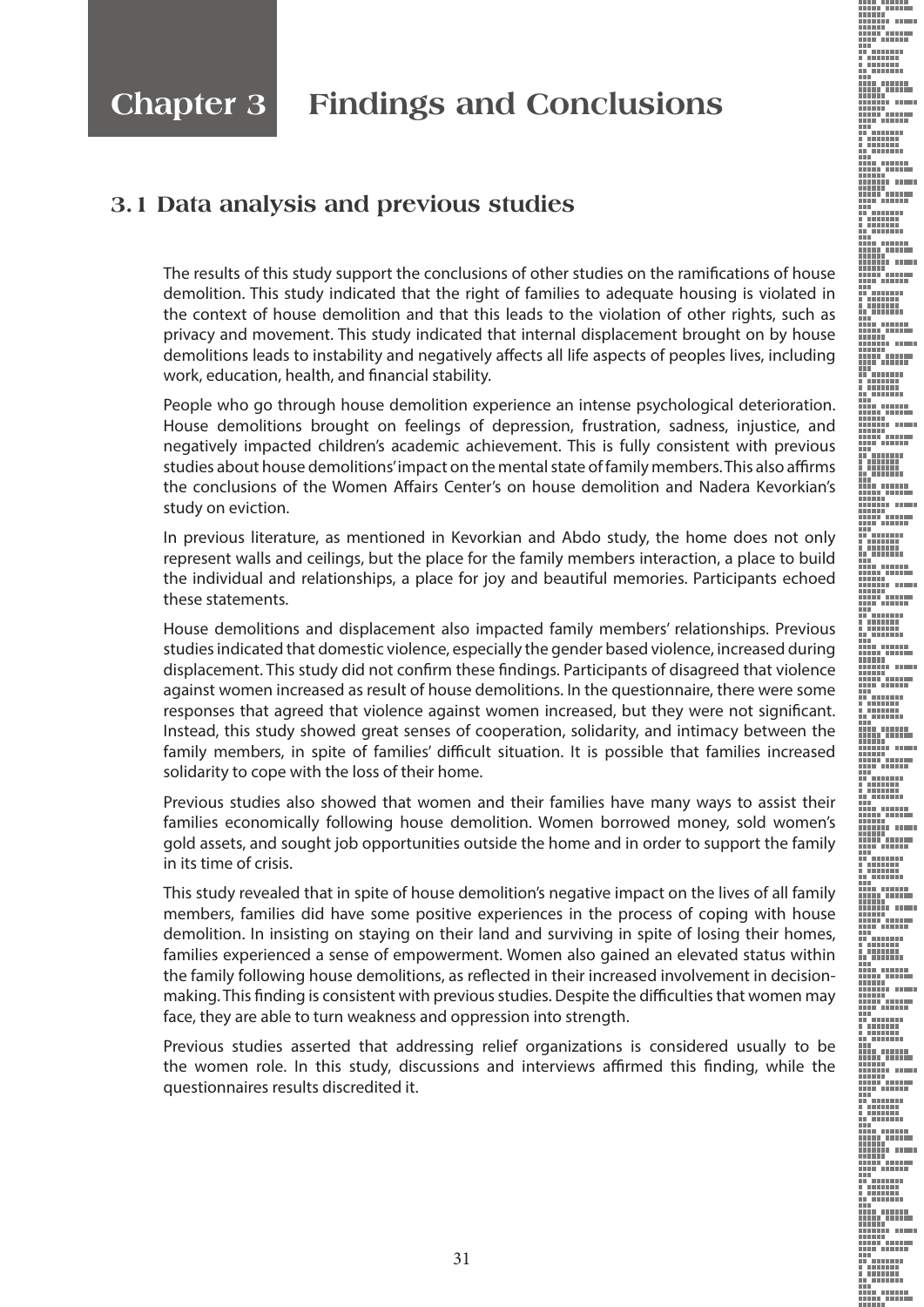# Chapter 3 Findings and Conclusions

## 3.1 Data analysis and previous studies

The results of this study support the conclusions of other studies on the ramifications of house demolition. This study indicated that the right of families to adequate housing is violated in the context of house demolition and that this leads to the violation of other rights, such as privacy and movement. This study indicated that internal displacement brought on by house demolitions leads to instability and negatively affects all life aspects of peoples lives, including work, education, health, and financial stability.

People who go through house demolition experience an intense psychological deterioration. House demolitions brought on feelings of depression, frustration, sadness, injustice, and negatively impacted children's academic achievement. This is fully consistent with previous studies about house demolitions' impact on the mental state of family members. This also affirms the conclusions of the Women Affairs Center's on house demolition and Nadera Kevorkian's study on eviction.

In previous literature, as mentioned in Kevorkian and Abdo study, the home does not only represent walls and ceilings, but the place for the family members interaction, a place to build the individual and relationships, a place for joy and beautiful memories. Participants echoed these statements.

House demolitions and displacement also impacted family members' relationships. Previous studies indicated that domestic violence, especially the gender based violence, increased during displacement. This study did not confirm these findings. Participants of disagreed that violence against women increased as result of house demolitions. In the questionnaire, there were some responses that agreed that violence against women increased, but they were not significant. Instead, this study showed great senses of cooperation, solidarity, and intimacy between the family members, in spite of families' difficult situation. It is possible that families increased solidarity to cope with the loss of their home.

Previous studies also showed that women and their families have many ways to assist their families economically following house demolition. Women borrowed money, sold women's gold assets, and sought job opportunities outside the home and in order to support the family in its time of crisis.

This study revealed that in spite of house demolition's negative impact on the lives of all family members, families did have some positive experiences in the process of coping with house demolition. In insisting on staying on their land and surviving in spite of losing their homes, families experienced a sense of empowerment. Women also gained an elevated status within the family following house demolitions, as reflected in their increased involvement in decision-making. This finding is consistent with previous studies. Despite the difficulties that women may face, they are able to turn weakness and oppression into strength.

Previous studies asserted that addressing relief organizations is considered usually to be the women role. In this study, discussions and interviews affirmed this finding, while the questionnaires results discredited it.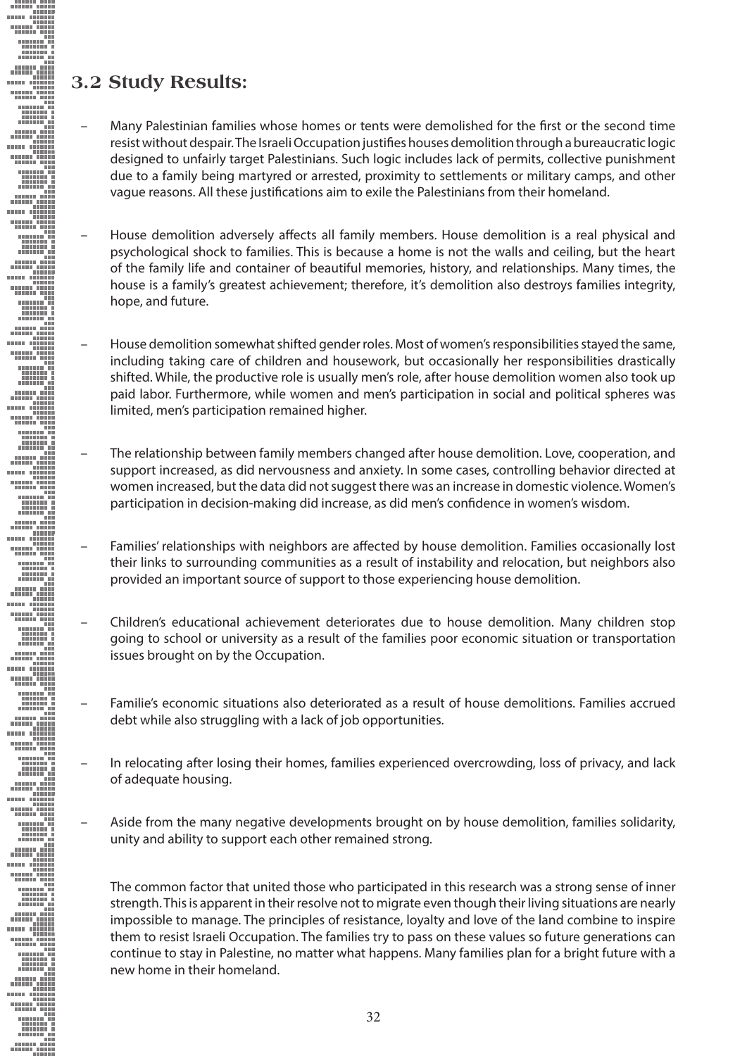## 3.2 Study Results:

- Many Palestinian families whose homes or tents were demolished for the first or the second time resist without despair. The Israeli Occupation justifies houses demolition through a bureaucratic logic designed to unfairly target Palestinians. Such logic includes lack of permits, collective punishment due to a family being martyred or arrested, proximity to settlements or military camps, and other vague reasons. All these justifications aim to exile the Palestinians from their homeland.

- House demolition adversely affects all family members. House demolition is a real physical and psychological shock to families. This is because a home is not the walls and ceiling, but the heart of the family life and container of beautiful memories, history, and relationships. Many times, the house is a family's greatest achievement; therefore, it's demolition also destroys families integrity, hope, and future.

- House demolition somewhat shifted gender roles. Most of women's responsibilities stayed the same, including taking care of children and housework, but occasionally her responsibilities drastically shifted. While, the productive role is usually men's role, after house demolition women also took up paid labor. Furthermore, while women and men's participation in social and political spheres was limited, men's participation remained higher.

- The relationship between family members changed after house demolition. Love, cooperation, and support increased, as did nervousness and anxiety. In some cases, controlling behavior directed at women increased, but the data did not suggest there was an increase in domestic violence. Women's participation in decision-making did increase, as did men's confidence in women's wisdom.

- Families' relationships with neighbors are affected by house demolition. Families occasionally lost their links to surrounding communities as a result of instability and relocation, but neighbors also provided an important source of support to those experiencing house demolition.

- Children's educational achievement deteriorates due to house demolition. Many children stop going to school or university as a result of the families poor economic situation or transportation issues brought on by the Occupation.

- Familie's economic situations also deteriorated as a result of house demolitions. Families accrued debt while also struggling with a lack of job opportunities.

- In relocating after losing their homes, families experienced overcrowding, loss of privacy, and lack of adequate housing.

- Aside from the many negative developments brought on by house demolition, families solidarity, unity and ability to support each other remained strong.

The common factor that united those who participated in this research was a strong sense of inner strength. This is apparent in their resolve not to migrate even though their living situations are nearly impossible to manage. The principles of resistance, loyalty and love of the land combine to inspire them to resist Israeli Occupation. The families try to pass on these values so future generations can continue to stay in Palestine, no matter what happens. Many families plan for a bright future with a new home in their homeland.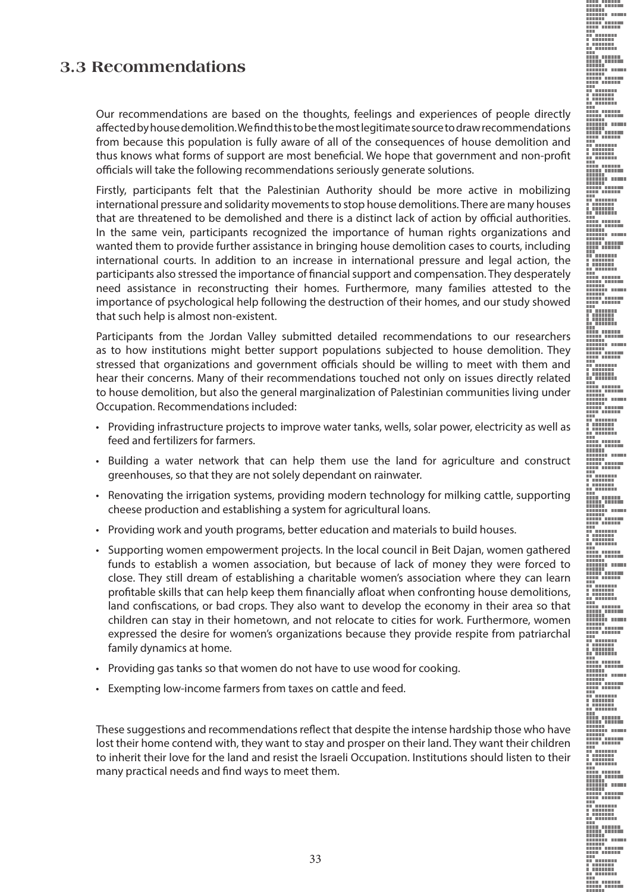## 3.3 Recommendations

Our recommendations are based on the thoughts, feelings and experiences of people directly affected by house demolition. We find this to be the most legitimate source to draw recommendations from because this population is fully aware of all of the consequences of house demolition and thus knows what forms of support are most beneficial. We hope that government and non-profit officials will take the following recommendations seriously generate solutions.

Firstly, participants felt that the Palestinian Authority should be more active in mobilizing international pressure and solidarity movements to stop house demolitions. There are many houses that are threatened to be demolished and there is a distinct lack of action by official authorities. In the same vein, participants recognized the importance of human rights organizations and wanted them to provide further assistance in bringing house demolition cases to courts, including international courts. In addition to an increase in international pressure and legal action, the participants also stressed the importance of financial support and compensation. They desperately need assistance in reconstructing their homes. Furthermore, many families attested to the importance of psychological help following the destruction of their homes, and our study showed that such help is almost non-existent.

Participants from the Jordan Valley submitted detailed recommendations to our researchers as to how institutions might better support populations subjected to house demolition. They stressed that organizations and government officials should be willing to meet with them and hear their concerns. Many of their recommendations touched not only on issues directly related to house demolition, but also the general marginalization of Palestinian communities living under Occupation. Recommendations included:

- Providing infrastructure projects to improve water tanks, wells, solar power, electricity as well as feed and fertilizers for farmers.
- Building a water network that can help them use the land for agriculture and construct greenhouses, so that they are not solely dependant on rainwater.
- Renovating the irrigation systems, providing modern technology for milking cattle, supporting cheese production and establishing a system for agricultural loans.
- Providing work and youth programs, better education and materials to build houses.
- Supporting women empowerment projects. In the local council in Beit Dajan, women gathered funds to establish a women association, but because of lack of money they were forced to close. They still dream of establishing a charitable women's association where they can learn profitable skills that can help keep them financially afloat when confronting house demolitions, land confiscations, or bad crops. They also want to develop the economy in their area so that children can stay in their hometown, and not relocate to cities for work. Furthermore, women expressed the desire for women's organizations because they provide respite from patriarchal family dynamics at home.
- Providing gas tanks so that women do not have to use wood for cooking.
- Exempting low-income farmers from taxes on cattle and feed.

These suggestions and recommendations reflect that despite the intense hardship those who have lost their home contend with, they want to stay and prosper on their land. They want their children to inherit their love for the land and resist the Israeli Occupation. Institutions should listen to their many practical needs and find ways to meet them.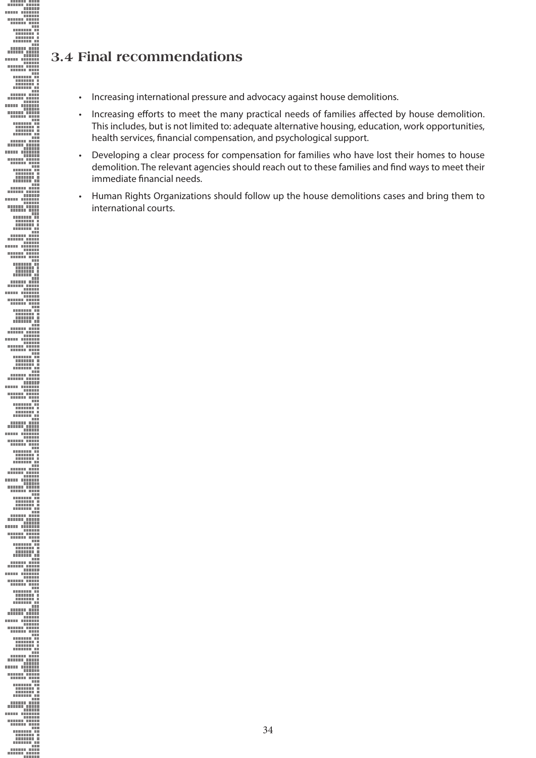## 3.4 Final recommendations

- Increasing international pressure and advocacy against house demolitions.
- Increasing efforts to meet the many practical needs of families affected by house demolition. This includes, but is not limited to: adequate alternative housing, education, work opportunities, health services, financial compensation, and psychological support.
- Developing a clear process for compensation for families who have lost their homes to house demolition. The relevant agencies should reach out to these families and find ways to meet their immediate financial needs.
- Human Rights Organizations should follow up the house demolitions cases and bring them to international courts.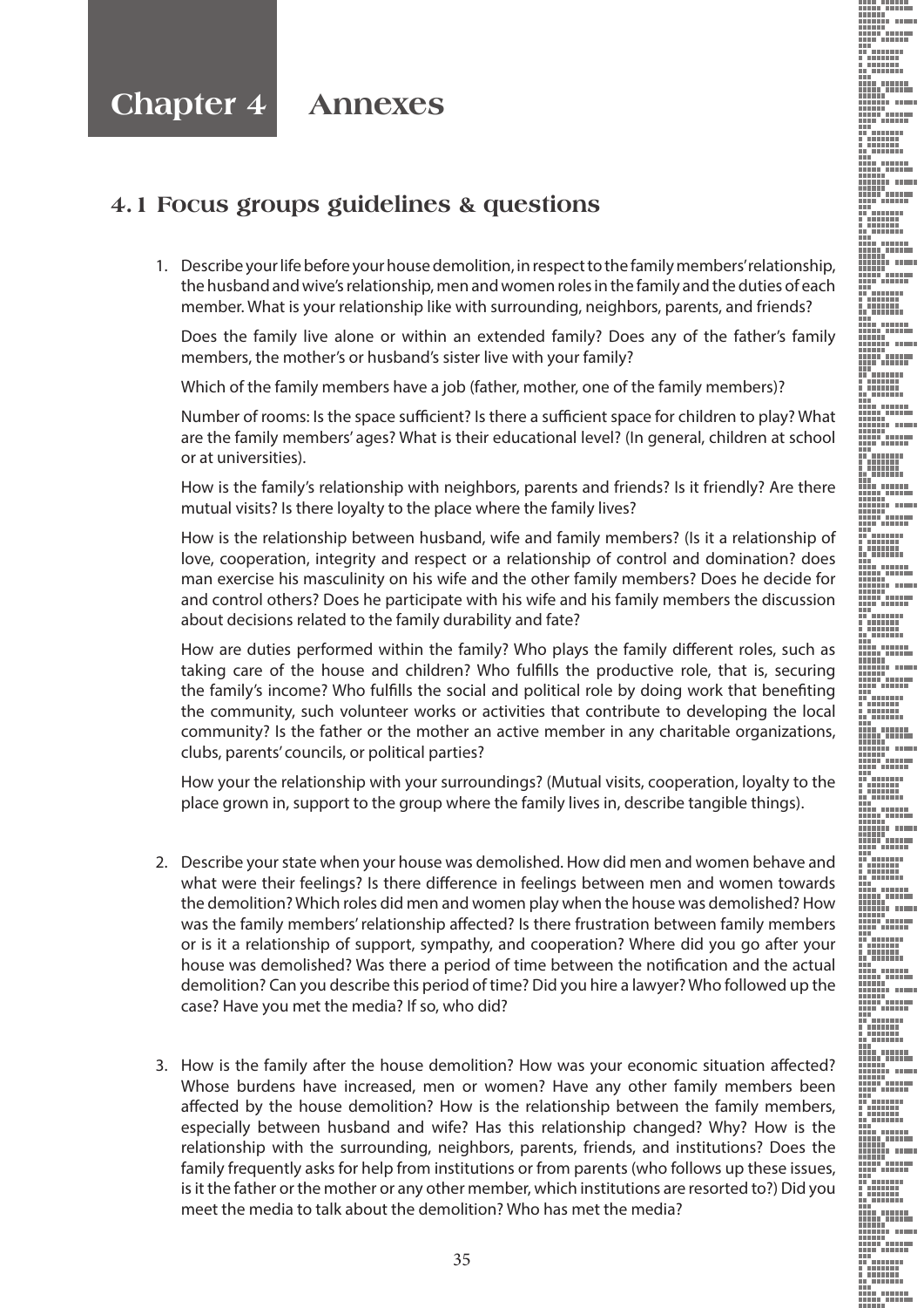# Chapter 4 Annexes

## 4.1 Focus groups guidelines & questions

1. Describe your life before your house demolition, in respect to the family members' relationship, the husband and wive's relationship, men and women roles in the family and the duties of each member. What is your relationship like with surrounding, neighbors, parents, and friends?

   Does the family live alone or within an extended family? Does any of the father's family members, the mother's or husband's sister live with your family?

   Which of the family members have a job (father, mother, one of the family members)?

   Number of rooms: Is the space sufficient? Is there a sufficient space for children to play? What are the family members' ages? What is their educational level? (In general, children at school or at universities).

   How is the family's relationship with neighbors, parents and friends? Is it friendly? Are there mutual visits? Is there loyalty to the place where the family lives?

   How is the relationship between husband, wife and family members? (Is it a relationship of love, cooperation, integrity and respect or a relationship of control and domination? does man exercise his masculinity on his wife and the other family members? Does he decide for and control others? Does he participate with his wife and his family members the discussion about decisions related to the family durability and fate?

   How are duties performed within the family? Who plays the family different roles, such as taking care of the house and children? Who fulfills the productive role, that is, securing the family's income? Who fulfills the social and political role by doing work that benefiting the community, such volunteer works or activities that contribute to developing the local community? Is the father or the mother an active member in any charitable organizations, clubs, parents' councils, or political parties?

   How your the relationship with your surroundings? (Mutual visits, cooperation, loyalty to the place grown in, support to the group where the family lives in, describe tangible things).

2. Describe your state when your house was demolished. How did men and women behave and what were their feelings? Is there difference in feelings between men and women towards the demolition? Which roles did men and women play when the house was demolished? How was the family members' relationship affected? Is there frustration between family members or is it a relationship of support, sympathy, and cooperation? Where did you go after your house was demolished? Was there a period of time between the notification and the actual demolition? Can you describe this period of time? Did you hire a lawyer? Who followed up the case? Have you met the media? If so, who did?

3. How is the family after the house demolition? How was your economic situation affected? Whose burdens have increased, men or women? Have any other family members been affected by the house demolition? How is the relationship between the family members, especially between husband and wife? Has this relationship changed? Why? How is the relationship with the surrounding, neighbors, parents, friends, and institutions? Does the family frequently asks for help from institutions or from parents (who follows up these issues, is it the father or the mother or any other member, which institutions are resorted to?) Did you meet the media to talk about the demolition? Who has met the media?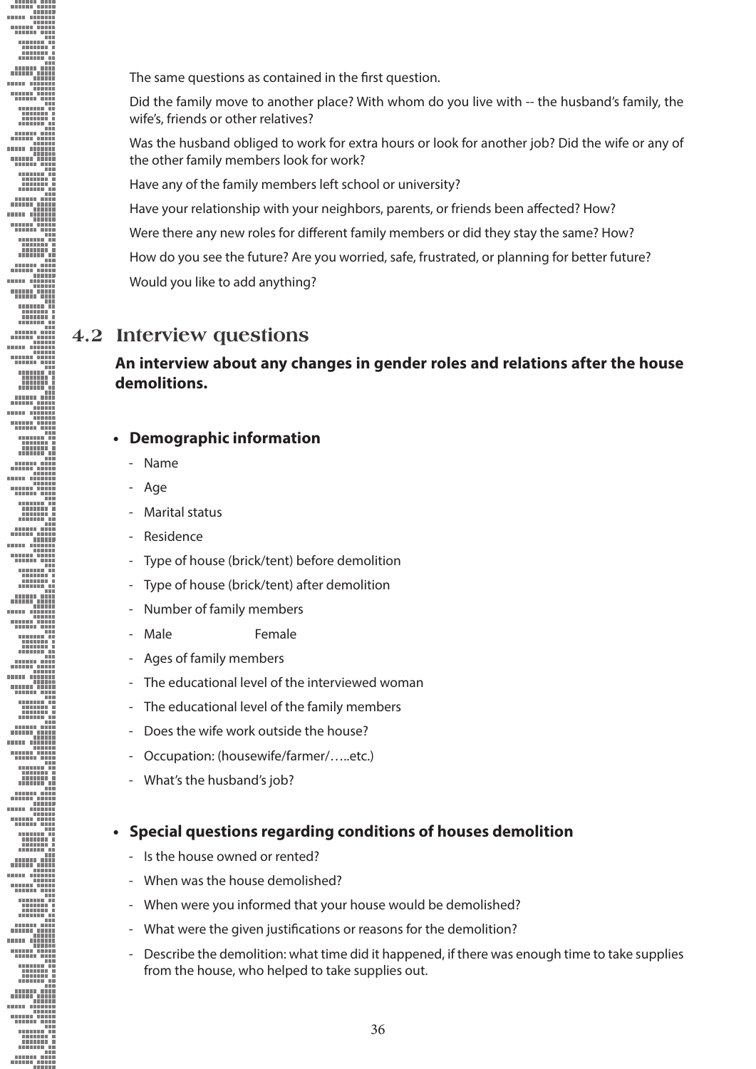The same questions as contained in the first question.

Did the family move to another place? With whom do you live with -- the husband's family, the wife's, friends or other relatives?

Was the husband obliged to work for extra hours or look for another job? Did the wife or any of the other family members look for work?

Have any of the family members left school or university?

Have your relationship with your neighbors, parents, or friends been affected? How?

Were there any new roles for different family members or did they stay the same? How?

How do you see the future? Are you worried, safe, frustrated, or planning for better future?

Would you like to add anything?

## 4.2 Interview questions

**An interview about any changes in gender roles and relations after the house demolitions.**

- **Demographic information**
  - Name
  - Age
  - Marital status
  - Residence
  - Type of house (brick/tent) before demolition
  - Type of house (brick/tent) after demolition
  - Number of family members
  - Male Female
  - Ages of family members
  - The educational level of the interviewed woman
  - The educational level of the family members
  - Does the wife work outside the house?
  - Occupation: (housewife/farmer/…..etc.)
  - What's the husband's job?

- **Special questions regarding conditions of houses demolition**
  - Is the house owned or rented?
  - When was the house demolished?
  - When were you informed that your house would be demolished?
  - What were the given justifications or reasons for the demolition?
  - Describe the demolition: what time did it happened, if there was enough time to take supplies from the house, who helped to take supplies out.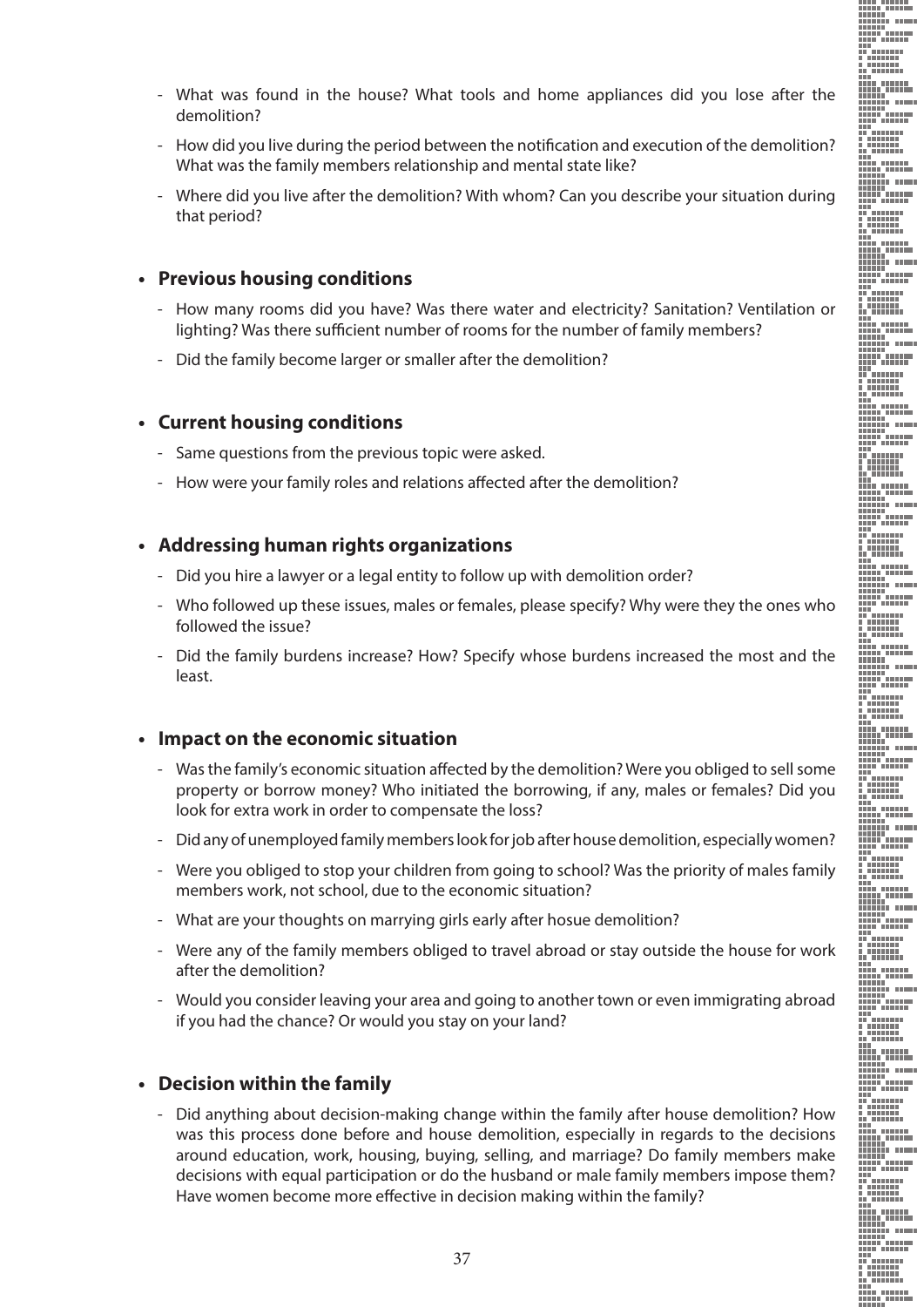- What was found in the house? What tools and home appliances did you lose after the demolition?
- How did you live during the period between the notification and execution of the demolition? What was the family members relationship and mental state like?
- Where did you live after the demolition? With whom? Can you describe your situation during that period?

- **Previous housing conditions**
    - How many rooms did you have? Was there water and electricity? Sanitation? Ventilation or lighting? Was there sufficient number of rooms for the number of family members?
    - Did the family become larger or smaller after the demolition?

- **Current housing conditions**
    - Same questions from the previous topic were asked.
    - How were your family roles and relations affected after the demolition?

- **Addressing human rights organizations**
    - Did you hire a lawyer or a legal entity to follow up with demolition order?
    - Who followed up these issues, males or females, please specify? Why were they the ones who followed the issue?
    - Did the family burdens increase? How? Specify whose burdens increased the most and the least.

- **Impact on the economic situation**
    - Was the family's economic situation affected by the demolition? Were you obliged to sell some property or borrow money? Who initiated the borrowing, if any, males or females? Did you look for extra work in order to compensate the loss?
    - Did any of unemployed family members look for job after house demolition, especially women?
    - Were you obliged to stop your children from going to school? Was the priority of males family members work, not school, due to the economic situation?
    - What are your thoughts on marrying girls early after hosue demolition?
    - Were any of the family members obliged to travel abroad or stay outside the house for work after the demolition?
    - Would you consider leaving your area and going to another town or even immigrating abroad if you had the chance? Or would you stay on your land?

- **Decision within the family**
    - Did anything about decision-making change within the family after house demolition? How was this process done before and house demolition, especially in regards to the decisions around education, work, housing, buying, selling, and marriage? Do family members make decisions with equal participation or do the husband or male family members impose them? Have women become more effective in decision making within the family?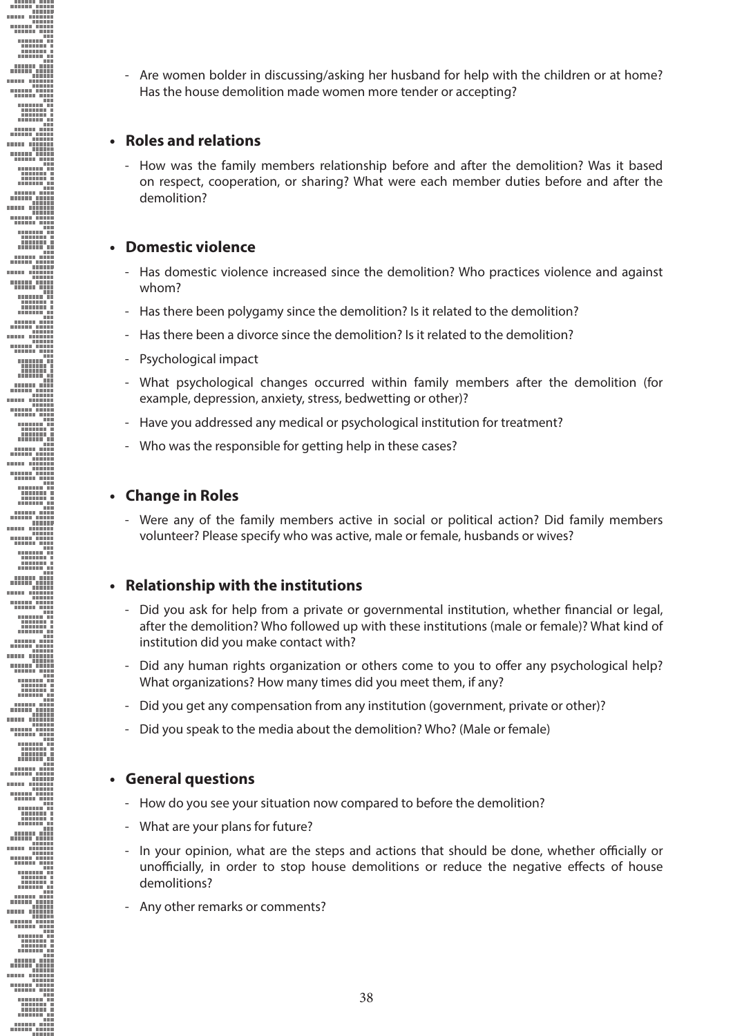- Are women bolder in discussing/asking her husband for help with the children or at home? Has the house demolition made women more tender or accepting?

- **Roles and relations**
  - How was the family members relationship before and after the demolition? Was it based on respect, cooperation, or sharing? What were each member duties before and after the demolition?

- **Domestic violence**
  - Has domestic violence increased since the demolition? Who practices violence and against whom?
  - Has there been polygamy since the demolition? Is it related to the demolition?
  - Has there been a divorce since the demolition? Is it related to the demolition?
  - Psychological impact
  - What psychological changes occurred within family members after the demolition (for example, depression, anxiety, stress, bedwetting or other)?
  - Have you addressed any medical or psychological institution for treatment?
  - Who was the responsible for getting help in these cases?

- **Change in Roles**
  - Were any of the family members active in social or political action? Did family members volunteer? Please specify who was active, male or female, husbands or wives?

- **Relationship with the institutions**
  - Did you ask for help from a private or governmental institution, whether financial or legal, after the demolition? Who followed up with these institutions (male or female)? What kind of institution did you make contact with?
  - Did any human rights organization or others come to you to offer any psychological help? What organizations? How many times did you meet them, if any?
  - Did you get any compensation from any institution (government, private or other)?
  - Did you speak to the media about the demolition? Who? (Male or female)

- **General questions**
  - How do you see your situation now compared to before the demolition?
  - What are your plans for future?
  - In your opinion, what are the steps and actions that should be done, whether officially or unofficially, in order to stop house demolitions or reduce the negative effects of house demolitions?
  - Any other remarks or comments?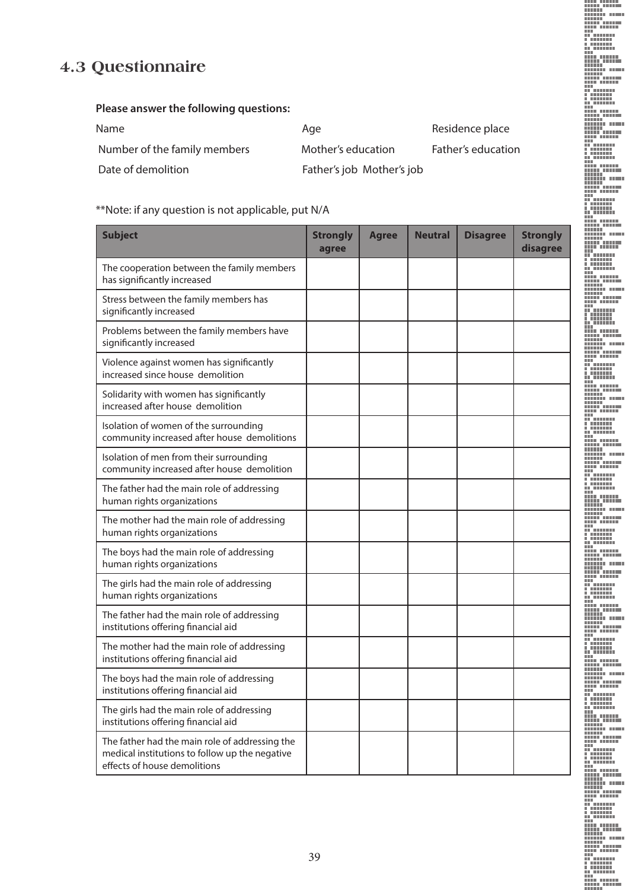## 4.3 Questionnaire

**Please answer the following questions:**

Name Age Residence place

Number of the family members Mother's education Father's education

Date of demolition Father's job Mother's job

**Note: if any question is not applicable, put N/A

| Subject | Strongly agree | Agree | Neutral | Disagree | Strongly disagree |
|---|---|---|---|---|---|
| The cooperation between the family members has significantly increased | | | | | |
| Stress between the family members has significantly increased | | | | | |
| Problems between the family members have significantly increased | | | | | |
| Violence against women has significantly increased since house demolition | | | | | |
| Solidarity with women has significantly increased after house demolition | | | | | |
| Isolation of women of the surrounding community increased after house demolitions | | | | | |
| Isolation of men from their surrounding community increased after house demolition | | | | | |
| The father had the main role of addressing human rights organizations | | | | | |
| The mother had the main role of addressing human rights organizations | | | | | |
| The boys had the main role of addressing human rights organizations | | | | | |
| The girls had the main role of addressing human rights organizations | | | | | |
| The father had the main role of addressing institutions offering financial aid | | | | | |
| The mother had the main role of addressing institutions offering financial aid | | | | | |
| The boys had the main role of addressing institutions offering financial aid | | | | | |
| The girls had the main role of addressing institutions offering financial aid | | | | | |
| The father had the main role of addressing the medical institutions to follow up the negative effects of house demolitions | | | | | |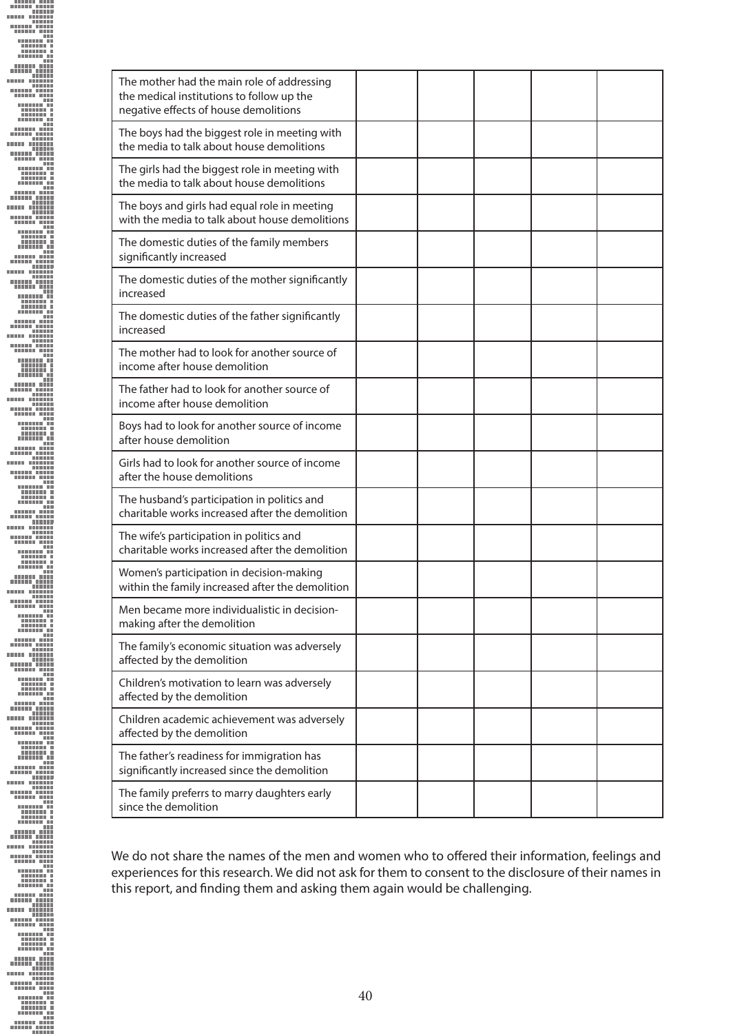| | | | | | |
|---|---|---|---|---|---|
| The mother had the main role of addressing the medical institutions to follow up the negative effects of house demolitions | | | | | |
| The boys had the biggest role in meeting with the media to talk about house demolitions | | | | | |
| The girls had the biggest role in meeting with the media to talk about house demolitions | | | | | |
| The boys and girls had equal role in meeting with the media to talk about house demolitions | | | | | |
| The domestic duties of the family members significantly increased | | | | | |
| The domestic duties of the mother significantly increased | | | | | |
| The domestic duties of the father significantly increased | | | | | |
| The mother had to look for another source of income after house demolition | | | | | |
| The father had to look for another source of income after house demolition | | | | | |
| Boys had to look for another source of income after house demolition | | | | | |
| Girls had to look for another source of income after the house demolitions | | | | | |
| The husband's participation in politics and charitable works increased after the demolition | | | | | |
| The wife's participation in politics and charitable works increased after the demolition | | | | | |
| Women's participation in decision-making within the family increased after the demolition | | | | | |
| Men became more individualistic in decision-making after the demolition | | | | | |
| The family's economic situation was adversely affected by the demolition | | | | | |
| Children's motivation to learn was adversely affected by the demolition | | | | | |
| Children academic achievement was adversely affected by the demolition | | | | | |
| The father's readiness for immigration has significantly increased since the demolition | | | | | |
| The family preferrs to marry daughters early since the demolition | | | | | |

We do not share the names of the men and women who to offered their information, feelings and experiences for this research. We did not ask for them to consent to the disclosure of their names in this report, and finding them and asking them again would be challenging.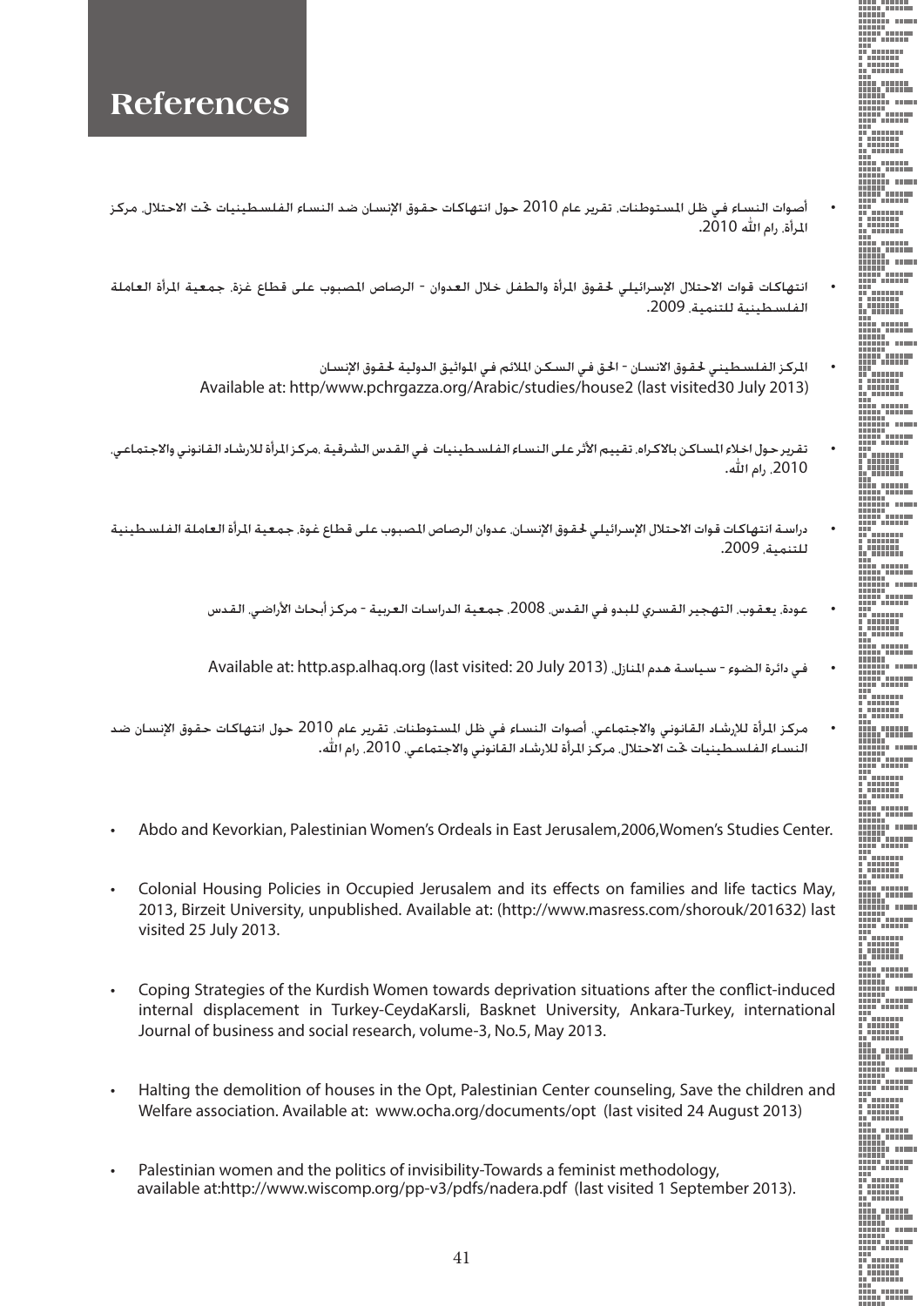# References

- أصوات النساء في ظل المستوطنات، تقرير عام 2010 حول انتهاكات حقوق الإنسان ضد النساء الفلسطينيات تحت الاحتلال، مركز المرأة، رام الله 2010.

- انتهاكات قوات الاحتلال الإسرائيلي لحقوق المرأة والطفل خلال العدوان - الرصاص المصبوب على قطاع غزة، جمعية المرأة العاملة الفلسطينية للتنمية، 2009.

- المركز الفلسطيني لحقوق الانسان - الحق في السكن الملائم في المواثيق الدولية لحقوق الإنسان
Available at: http/www.pchrgazza.org/Arabic/studies/house2 (last visited30 July 2013)

- تقرير حول اخلاء المساكن بالاكراه، تقييم الأثر على النساء الفلسطينيات في القدس الشرقية ،مركز المرأة للارشاد القانوني والاجتماعي، 2010، رام الله.

- دراسة انتهاكات قوات الاحتلال الإسرائيلي لحقوق الإنسان، عدوان الرصاص المصبوب على قطاع غوة، جمعية المرأة العاملة الفلسطينية للتنمية، 2009.

- عودة، يعقوب، التهجير القسري للبدو في القدس، 2008، جمعية الدراسات العربية - مركز أبحاث الأراضي، القدس

- في دائرة الضوء - سياسة هدم المنازل، Available at: http.asp.alhaq.org (last visited: 20 July 2013)

- مركز المرأة للإرشاد القانوني والاجتماعي، أصوات النساء في ظل المستوطنات، تقرير عام 2010 حول انتهاكات حقوق الإنسان ضد النساء الفلسطينيات تحت الاحتلال، مركز المرأة للارشاد القانوني والاجتماعي، 2010، رام الله.

- Abdo and Kevorkian, Palestinian Women's Ordeals in East Jerusalem,2006,Women's Studies Center.

- Colonial Housing Policies in Occupied Jerusalem and its effects on families and life tactics May, 2013, Birzeit University, unpublished. Available at: (http://www.masress.com/shorouk/201632) last visited 25 July 2013.

- Coping Strategies of the Kurdish Women towards deprivation situations after the conflict-induced internal displacement in Turkey-CeydaKarsli, Basknet University, Ankara-Turkey, international Journal of business and social research, volume-3, No.5, May 2013.

- Halting the demolition of houses in the Opt, Palestinian Center counseling, Save the children and Welfare association. Available at: www.ocha.org/documents/opt (last visited 24 August 2013)

- Palestinian women and the politics of invisibility-Towards a feminist methodology, available at:http://www.wiscomp.org/pp-v3/pdfs/nadera.pdf (last visited 1 September 2013).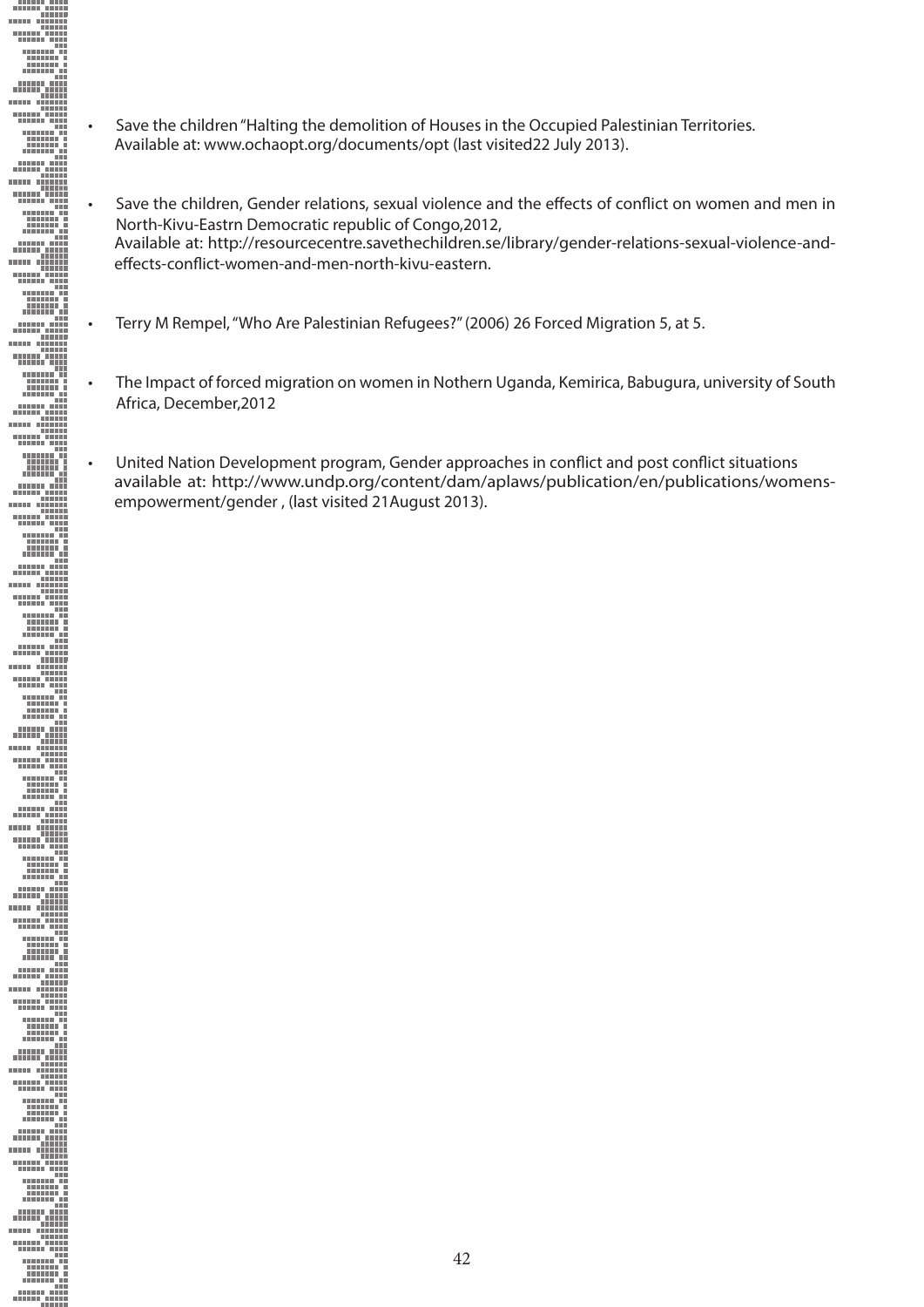- Save the children "Halting the demolition of Houses in the Occupied Palestinian Territories. Available at: www.ochaopt.org/documents/opt (last visited22 July 2013).

- Save the children, Gender relations, sexual violence and the effects of conflict on women and men in North-Kivu-Eastrn Democratic republic of Congo,2012, Available at: http://resourcecentre.savethechildren.se/library/gender-relations-sexual-violence-and-effects-conflict-women-and-men-north-kivu-eastern.

- Terry M Rempel, "Who Are Palestinian Refugees?" (2006) 26 Forced Migration 5, at 5.

- The Impact of forced migration on women in Nothern Uganda, Kemirica, Babugura, university of South Africa, December,2012

- United Nation Development program, Gender approaches in conflict and post conflict situations available at: http://www.undp.org/content/dam/aplaws/publication/en/publications/womens-empowerment/gender , (last visited 21August 2013).